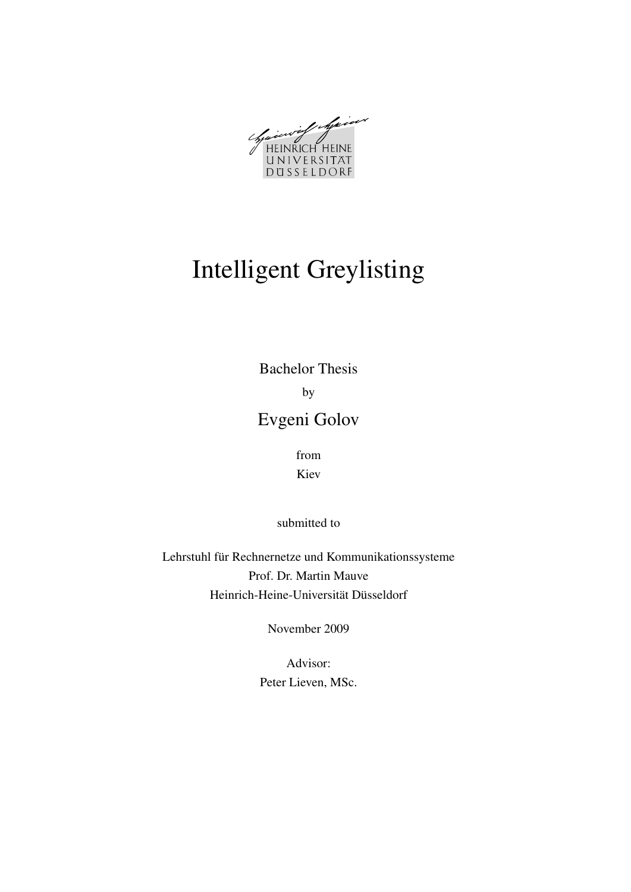HEINRICH HEINE
UNIVERSITÄT
DÜSSELDORF

# Intelligent Greylisting

Bachelor Thesis

by

## Evgeni Golov

from

Kiev

submitted to

Lehrstuhl für Rechnernetze und Kommunikationssysteme
Prof. Dr. Martin Mauve
Heinrich-Heine-Universität Düsseldorf

November 2009

Advisor:
Peter Lieven, MSc.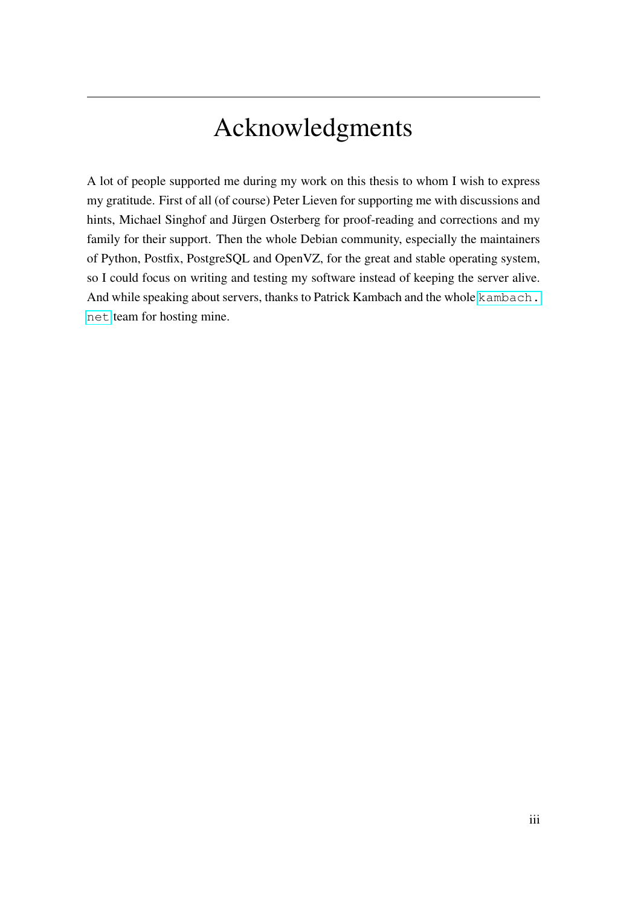# Acknowledgments

A lot of people supported me during my work on this thesis to whom I wish to express my gratitude. First of all (of course) Peter Lieven for supporting me with discussions and hints, Michael Singhof and Jürgen Osterberg for proof-reading and corrections and my family for their support. Then the whole Debian community, especially the maintainers of Python, Postfix, PostgreSQL and OpenVZ, for the great and stable operating system, so I could focus on writing and testing my software instead of keeping the server alive. And while speaking about servers, thanks to Patrick Kambach and the whole `kambach.net` team for hosting mine.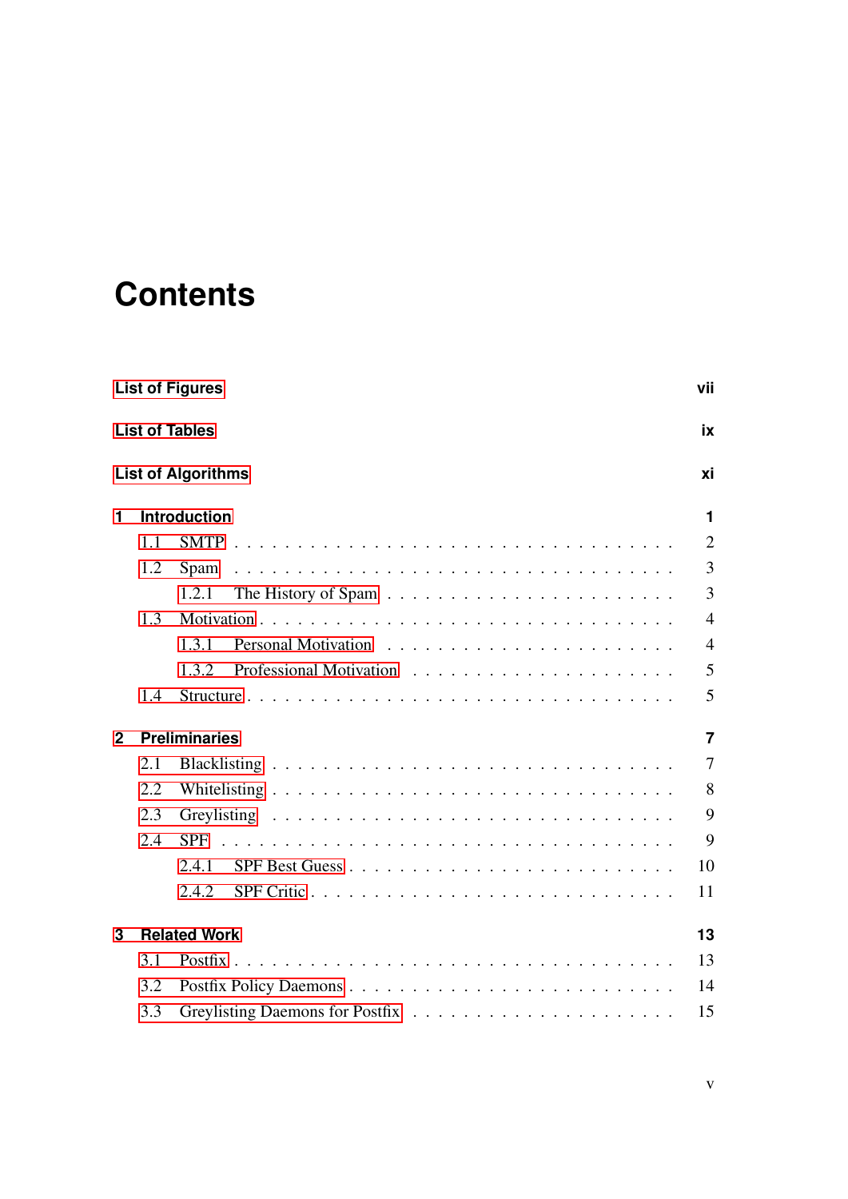# Contents

**List of Figures** **vii**

**List of Tables** **ix**

**List of Algorithms** **xi**

**1 Introduction** **1**

- 1.1 SMTP . . . . . . . . . . . . . . . . . . . . . . . . . . . . . . . . 2
- 1.2 Spam . . . . . . . . . . . . . . . . . . . . . . . . . . . . . . . . 3
  - 1.2.1 The History of Spam . . . . . . . . . . . . . . . . . . . . . 3
- 1.3 Motivation . . . . . . . . . . . . . . . . . . . . . . . . . . . . . . 4
  - 1.3.1 Personal Motivation . . . . . . . . . . . . . . . . . . . . . 4
  - 1.3.2 Professional Motivation . . . . . . . . . . . . . . . . . . . 5
- 1.4 Structure . . . . . . . . . . . . . . . . . . . . . . . . . . . . . . 5

**2 Preliminaries** **7**

- 2.1 Blacklisting . . . . . . . . . . . . . . . . . . . . . . . . . . . . . 7
- 2.2 Whitelisting . . . . . . . . . . . . . . . . . . . . . . . . . . . . . 8
- 2.3 Greylisting . . . . . . . . . . . . . . . . . . . . . . . . . . . . . 9
- 2.4 SPF . . . . . . . . . . . . . . . . . . . . . . . . . . . . . . . . . 9
  - 2.4.1 SPF Best Guess . . . . . . . . . . . . . . . . . . . . . . . 10
  - 2.4.2 SPF Critic . . . . . . . . . . . . . . . . . . . . . . . . . . 11

**3 Related Work** **13**

- 3.1 Postfix . . . . . . . . . . . . . . . . . . . . . . . . . . . . . . . 13
- 3.2 Postfix Policy Daemons . . . . . . . . . . . . . . . . . . . . . . . 14
- 3.3 Greylisting Daemons for Postfix . . . . . . . . . . . . . . . . . . 15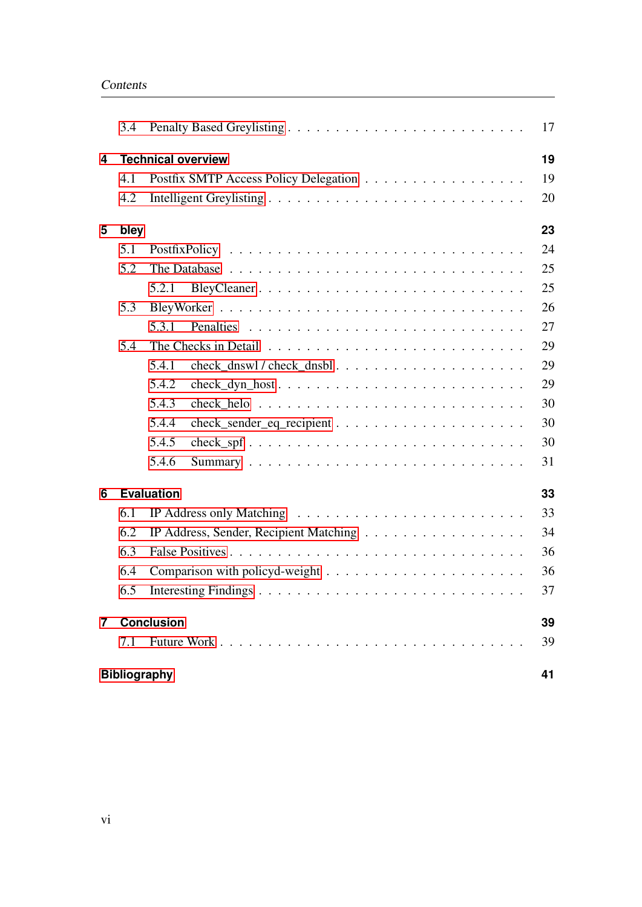3.4 Penalty Based Greylisting . . . . . . . . . . . . . . . . . . . . . . . 17

**4 Technical overview** **19**

4.1 Postfix SMTP Access Policy Delegation . . . . . . . . . . . . . . . . . 19

4.2 Intelligent Greylisting . . . . . . . . . . . . . . . . . . . . . . . . . 20

**5 bley** **23**

5.1 PostfixPolicy . . . . . . . . . . . . . . . . . . . . . . . . . . . . . 24

5.2 The Database . . . . . . . . . . . . . . . . . . . . . . . . . . . . . 25

5.2.1 BleyCleaner . . . . . . . . . . . . . . . . . . . . . . . . . . 25

5.3 BleyWorker . . . . . . . . . . . . . . . . . . . . . . . . . . . . . . 26

5.3.1 Penalties . . . . . . . . . . . . . . . . . . . . . . . . . . . 27

5.4 The Checks in Detail . . . . . . . . . . . . . . . . . . . . . . . . . 29

5.4.1 check_dnswl / check_dnsbl . . . . . . . . . . . . . . . . . . 29

5.4.2 check_dyn_host . . . . . . . . . . . . . . . . . . . . . . . . 29

5.4.3 check_helo . . . . . . . . . . . . . . . . . . . . . . . . . . 30

5.4.4 check_sender_eq_recipient . . . . . . . . . . . . . . . . . . 30

5.4.5 check_spf . . . . . . . . . . . . . . . . . . . . . . . . . . . 30

5.4.6 Summary . . . . . . . . . . . . . . . . . . . . . . . . . . . 31

**6 Evaluation** **33**

6.1 IP Address only Matching . . . . . . . . . . . . . . . . . . . . . . . 33

6.2 IP Address, Sender, Recipient Matching . . . . . . . . . . . . . . . . 34

6.3 False Positives . . . . . . . . . . . . . . . . . . . . . . . . . . . . . 36

6.4 Comparison with policyd-weight . . . . . . . . . . . . . . . . . . . . 36

6.5 Interesting Findings . . . . . . . . . . . . . . . . . . . . . . . . . . 37

**7 Conclusion** **39**

7.1 Future Work . . . . . . . . . . . . . . . . . . . . . . . . . . . . . . 39

**Bibliography** **41**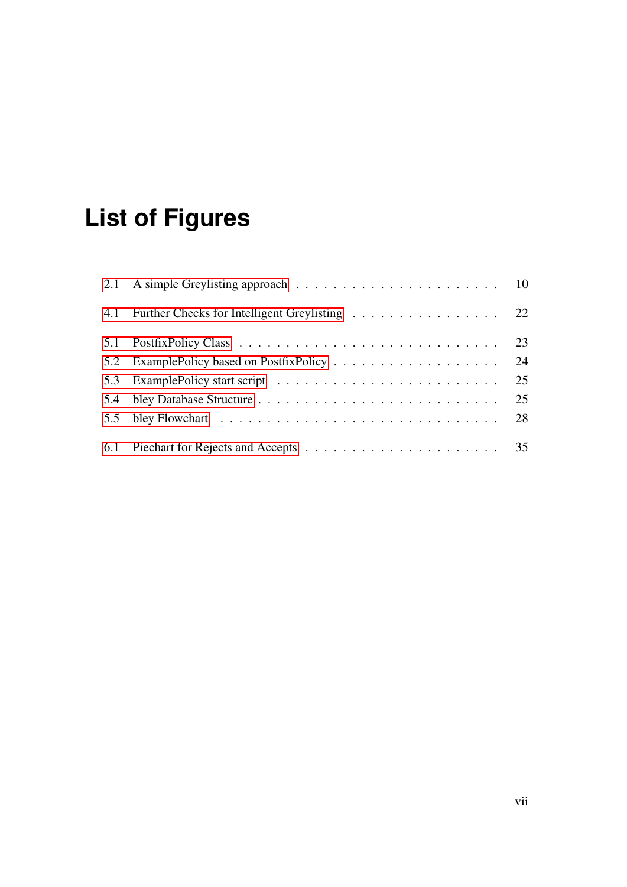# List of Figures

2.1 A simple Greylisting approach . . . . . . . . . . . . . . . . . . . . . 10

4.1 Further Checks for Intelligent Greylisting . . . . . . . . . . . . . . . . 22

5.1 PostfixPolicy Class . . . . . . . . . . . . . . . . . . . . . . . . . . . 23
5.2 ExamplePolicy based on PostfixPolicy . . . . . . . . . . . . . . . . . 24
5.3 ExamplePolicy start script . . . . . . . . . . . . . . . . . . . . . . . 25
5.4 bley Database Structure . . . . . . . . . . . . . . . . . . . . . . . . . 25
5.5 bley Flowchart . . . . . . . . . . . . . . . . . . . . . . . . . . . . . 28

6.1 Piechart for Rejects and Accepts . . . . . . . . . . . . . . . . . . . . 35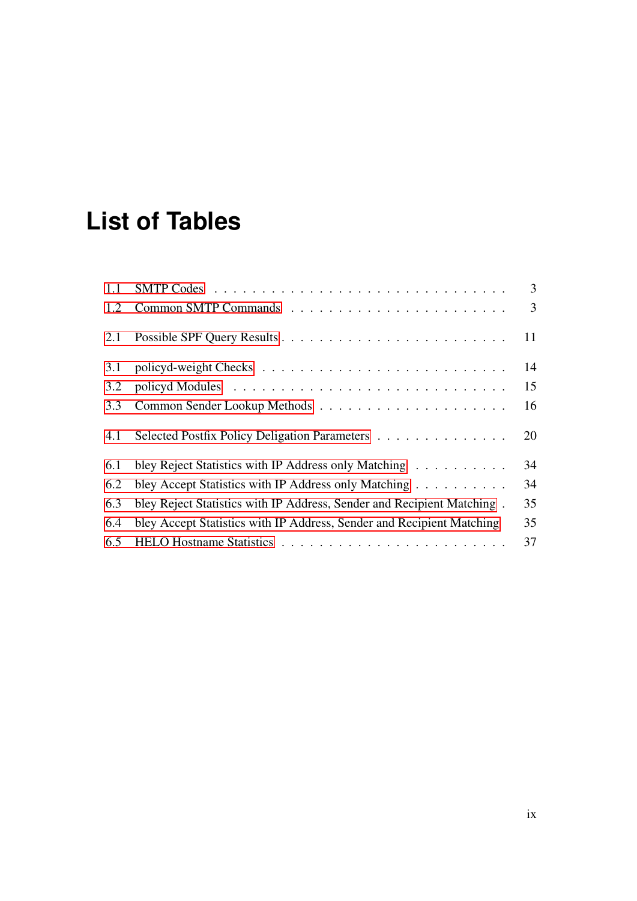# List of Tables

1.1 SMTP Codes . . . . . . . . . . . . . . . . . . . . . . . . . . . 3
1.2 Common SMTP Commands . . . . . . . . . . . . . . . . . . . . . 3

2.1 Possible SPF Query Results . . . . . . . . . . . . . . . . . . . . . 11

3.1 policyd-weight Checks . . . . . . . . . . . . . . . . . . . . . . . 14
3.2 policyd Modules . . . . . . . . . . . . . . . . . . . . . . . . . . 15
3.3 Common Sender Lookup Methods . . . . . . . . . . . . . . . . . . 16

4.1 Selected Postfix Policy Deligation Parameters . . . . . . . . . . . . . 20

6.1 bley Reject Statistics with IP Address only Matching . . . . . . . . . . 34
6.2 bley Accept Statistics with IP Address only Matching . . . . . . . . . . 34
6.3 bley Reject Statistics with IP Address, Sender and Recipient Matching . 35
6.4 bley Accept Statistics with IP Address, Sender and Recipient Matching 35
6.5 HELO Hostname Statistics . . . . . . . . . . . . . . . . . . . . . . 37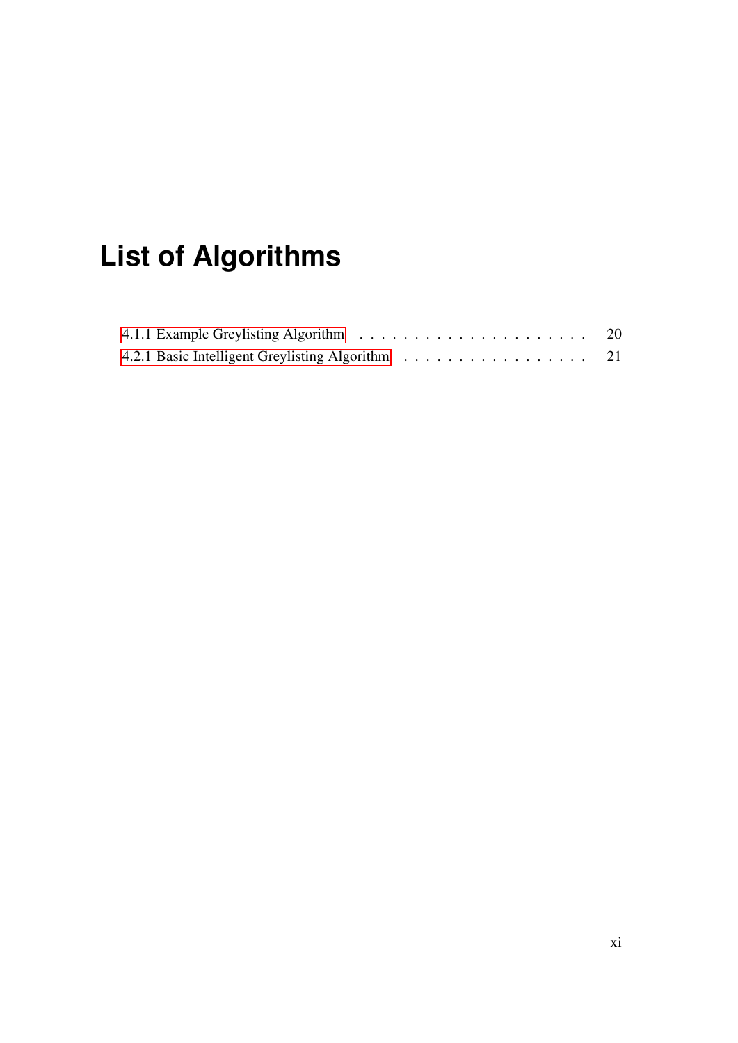# List of Algorithms

4.1.1 Example Greylisting Algorithm . . . . . . . . . . . . . . . . . . . . . . 20
4.2.1 Basic Intelligent Greylisting Algorithm . . . . . . . . . . . . . . . . . . 21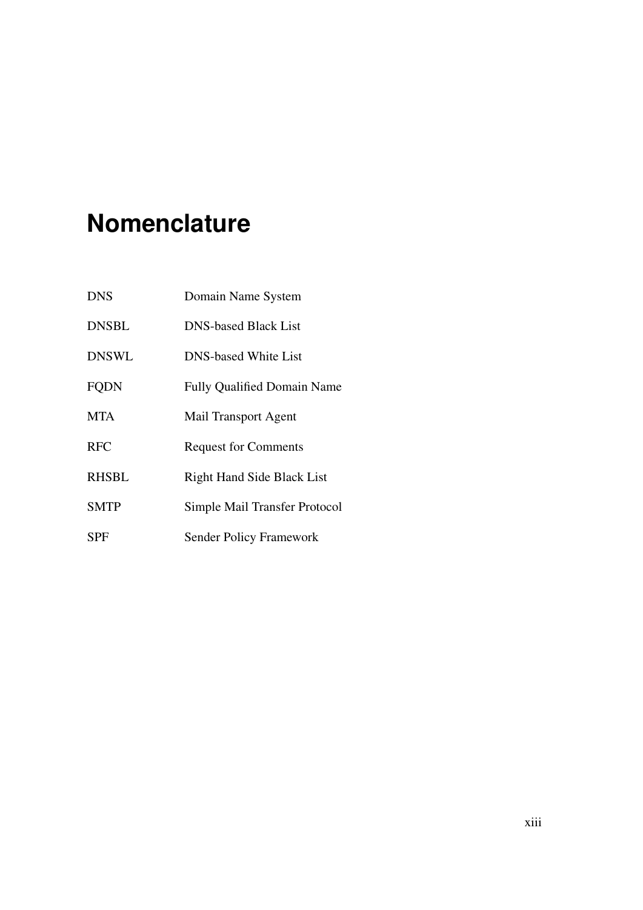# Nomenclature

| | |
|---|---|
| DNS | Domain Name System |
| DNSBL | DNS-based Black List |
| DNSWL | DNS-based White List |
| FQDN | Fully Qualified Domain Name |
| MTA | Mail Transport Agent |
| RFC | Request for Comments |
| RHSBL | Right Hand Side Black List |
| SMTP | Simple Mail Transfer Protocol |
| SPF | Sender Policy Framework |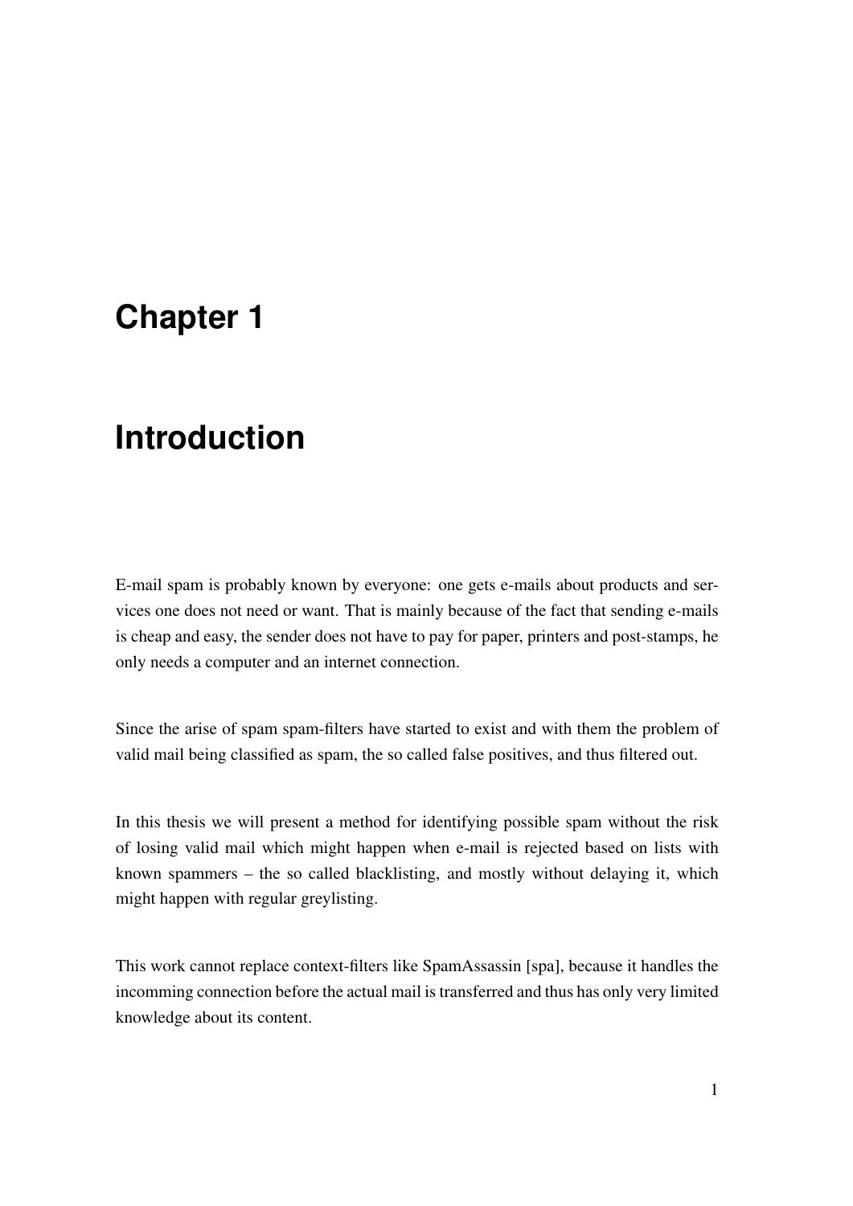# Chapter 1

# Introduction

E-mail spam is probably known by everyone: one gets e-mails about products and services one does not need or want. That is mainly because of the fact that sending e-mails is cheap and easy, the sender does not have to pay for paper, printers and post-stamps, he only needs a computer and an internet connection.

Since the arise of spam spam-filters have started to exist and with them the problem of valid mail being classified as spam, the so called false positives, and thus filtered out.

In this thesis we will present a method for identifying possible spam without the risk of losing valid mail which might happen when e-mail is rejected based on lists with known spammers – the so called blacklisting, and mostly without delaying it, which might happen with regular greylisting.

This work cannot replace context-filters like SpamAssassin [spa], because it handles the incomming connection before the actual mail is transferred and thus has only very limited knowledge about its content.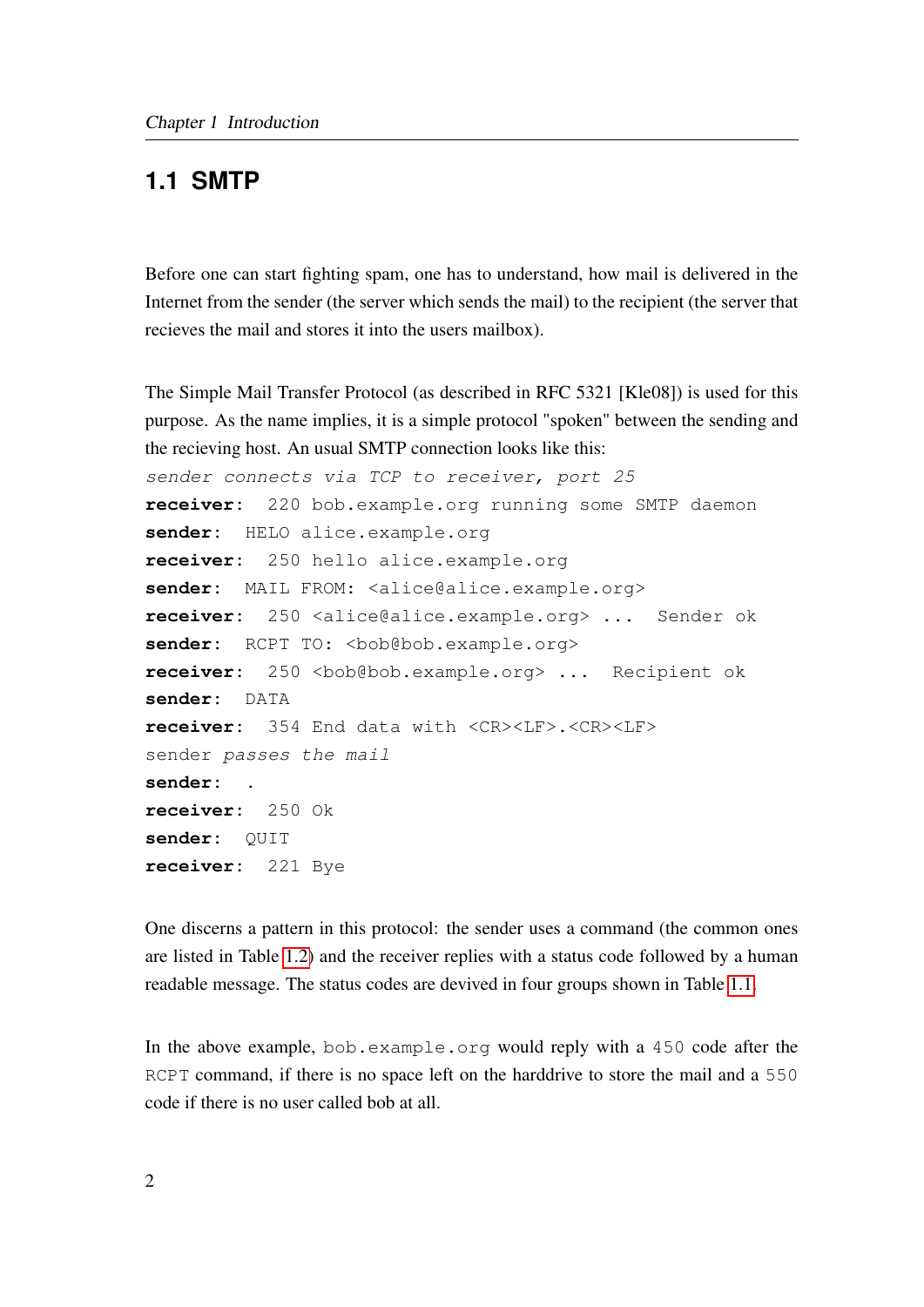## 1.1 SMTP

Before one can start fighting spam, one has to understand, how mail is delivered in the Internet from the sender (the server which sends the mail) to the recipient (the server that recieves the mail and stores it into the users mailbox).

The Simple Mail Transfer Protocol (as described in RFC 5321 [Kle08]) is used for this purpose. As the name implies, it is a simple protocol "spoken" between the sending and the recieving host. An usual SMTP connection looks like this:

*sender connects via TCP to receiver, port 25*
**receiver:** 220 bob.example.org running some SMTP daemon
**sender:** HELO alice.example.org
**receiver:** 250 hello alice.example.org
**sender:** MAIL FROM: <alice@alice.example.org>
**receiver:** 250 <alice@alice.example.org> ... Sender ok
**sender:** RCPT TO: <bob@bob.example.org>
**receiver:** 250 <bob@bob.example.org> ... Recipient ok
**sender:** DATA
**receiver:** 354 End data with <CR><LF>.<CR><LF>
sender *passes the mail*
**sender:** .
**receiver:** 250 Ok
**sender:** QUIT
**receiver:** 221 Bye

One discerns a pattern in this protocol: the sender uses a command (the common ones are listed in Table 1.2) and the receiver replies with a status code followed by a human readable message. The status codes are devived in four groups shown in Table 1.1.

In the above example, `bob.example.org` would reply with a `450` code after the `RCPT` command, if there is no space left on the harddrive to store the mail and a `550` code if there is no user called bob at all.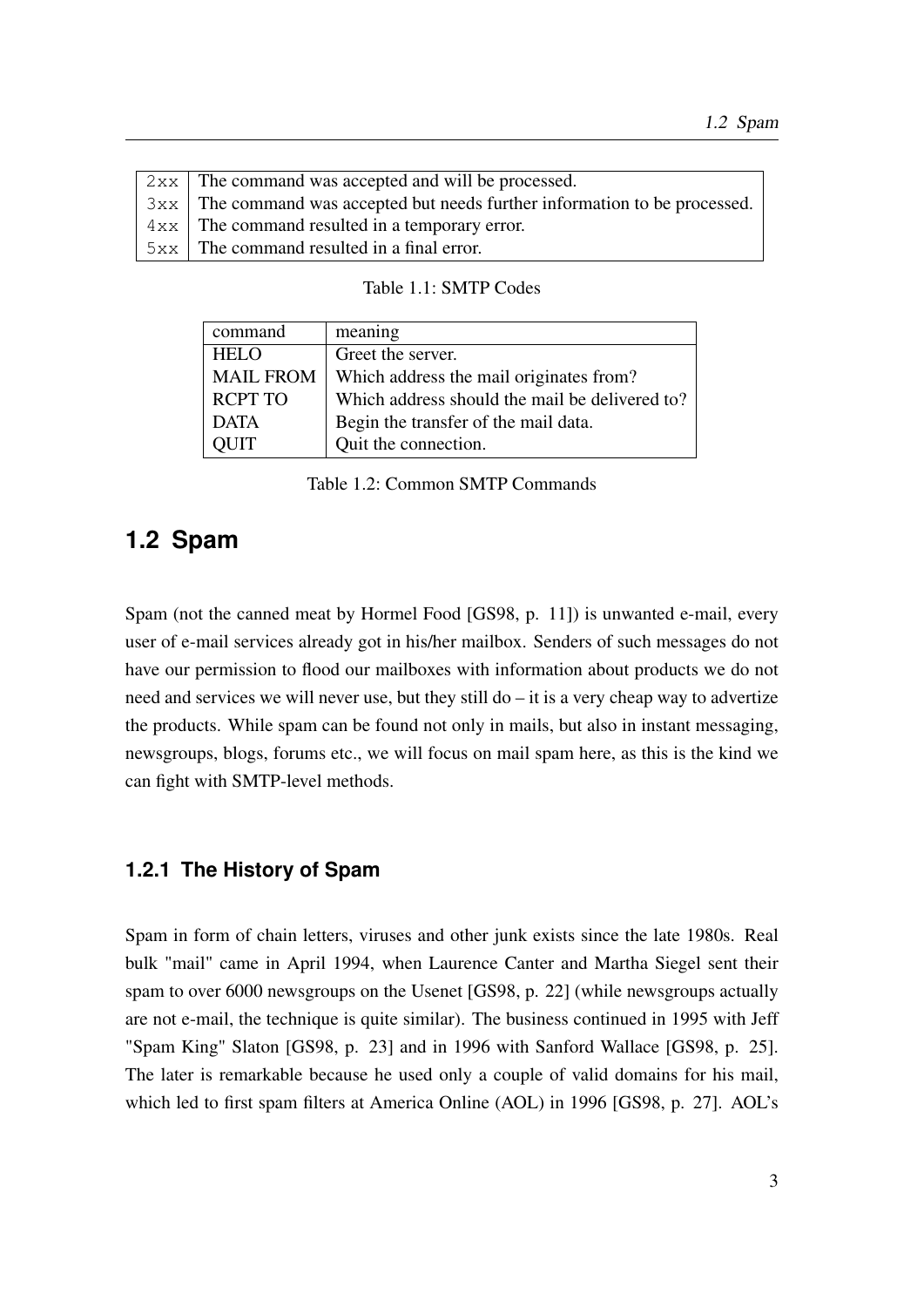| | |
|---|---|
| `2xx` | The command was accepted and will be processed. |
| `3xx` | The command was accepted but needs further information to be processed. |
| `4xx` | The command resulted in a temporary error. |
| `5xx` | The command resulted in a final error. |

Table 1.1: SMTP Codes

| command | meaning |
|---|---|
| HELO | Greet the server. |
| MAIL FROM | Which address the mail originates from? |
| RCPT TO | Which address should the mail be delivered to? |
| DATA | Begin the transfer of the mail data. |
| QUIT | Quit the connection. |

Table 1.2: Common SMTP Commands

## 1.2 Spam

Spam (not the canned meat by Hormel Food [GS98, p. 11]) is unwanted e-mail, every user of e-mail services already got in his/her mailbox. Senders of such messages do not have our permission to flood our mailboxes with information about products we do not need and services we will never use, but they still do – it is a very cheap way to advertize the products. While spam can be found not only in mails, but also in instant messaging, newsgroups, blogs, forums etc., we will focus on mail spam here, as this is the kind we can fight with SMTP-level methods.

### 1.2.1 The History of Spam

Spam in form of chain letters, viruses and other junk exists since the late 1980s. Real bulk "mail" came in April 1994, when Laurence Canter and Martha Siegel sent their spam to over 6000 newsgroups on the Usenet [GS98, p. 22] (while newsgroups actually are not e-mail, the technique is quite similar). The business continued in 1995 with Jeff "Spam King" Slaton [GS98, p. 23] and in 1996 with Sanford Wallace [GS98, p. 25]. The later is remarkable because he used only a couple of valid domains for his mail, which led to first spam filters at America Online (AOL) in 1996 [GS98, p. 27]. AOL's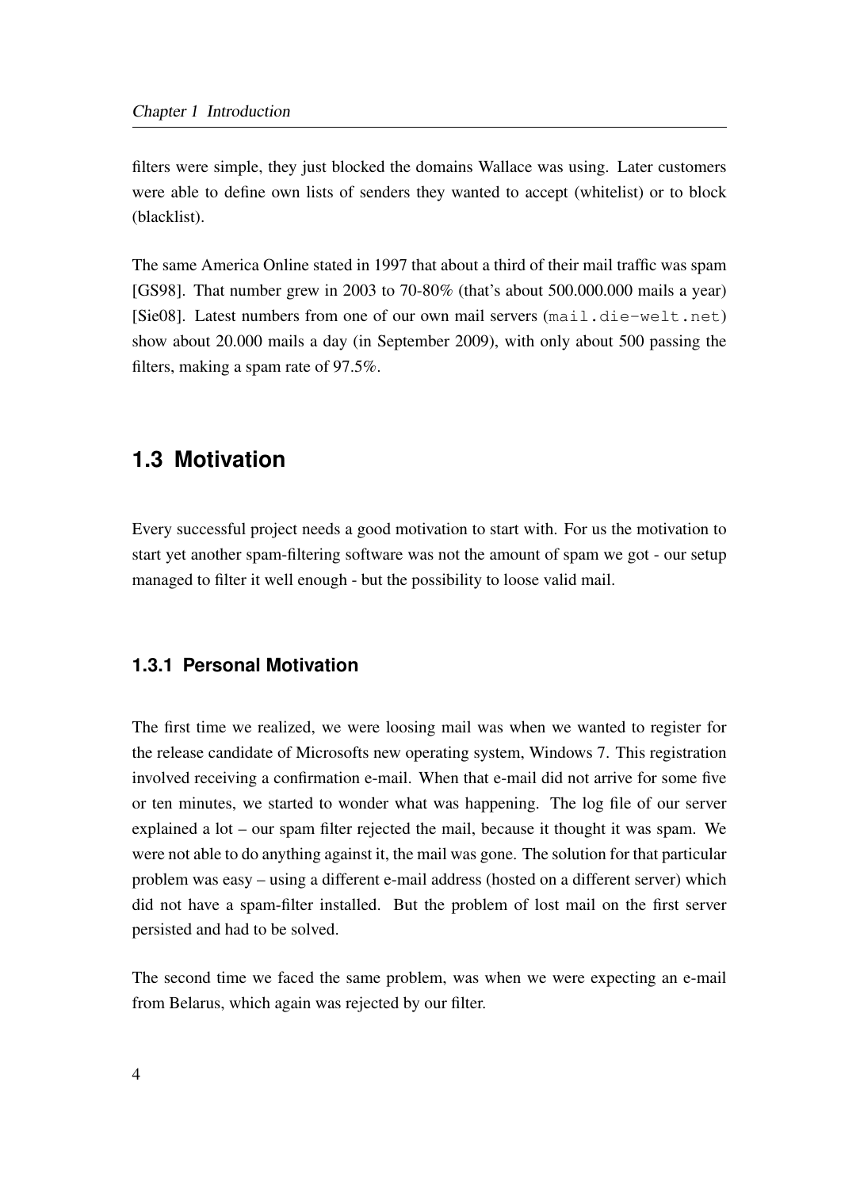filters were simple, they just blocked the domains Wallace was using. Later customers were able to define own lists of senders they wanted to accept (whitelist) or to block (blacklist).

The same America Online stated in 1997 that about a third of their mail traffic was spam [GS98]. That number grew in 2003 to 70-80% (that's about 500.000.000 mails a year) [Sie08]. Latest numbers from one of our own mail servers (`mail.die-welt.net`) show about 20.000 mails a day (in September 2009), with only about 500 passing the filters, making a spam rate of 97.5%.

## 1.3 Motivation

Every successful project needs a good motivation to start with. For us the motivation to start yet another spam-filtering software was not the amount of spam we got - our setup managed to filter it well enough - but the possibility to loose valid mail.

### 1.3.1 Personal Motivation

The first time we realized, we were loosing mail was when we wanted to register for the release candidate of Microsofts new operating system, Windows 7. This registration involved receiving a confirmation e-mail. When that e-mail did not arrive for some five or ten minutes, we started to wonder what was happening. The log file of our server explained a lot – our spam filter rejected the mail, because it thought it was spam. We were not able to do anything against it, the mail was gone. The solution for that particular problem was easy – using a different e-mail address (hosted on a different server) which did not have a spam-filter installed. But the problem of lost mail on the first server persisted and had to be solved.

The second time we faced the same problem, was when we were expecting an e-mail from Belarus, which again was rejected by our filter.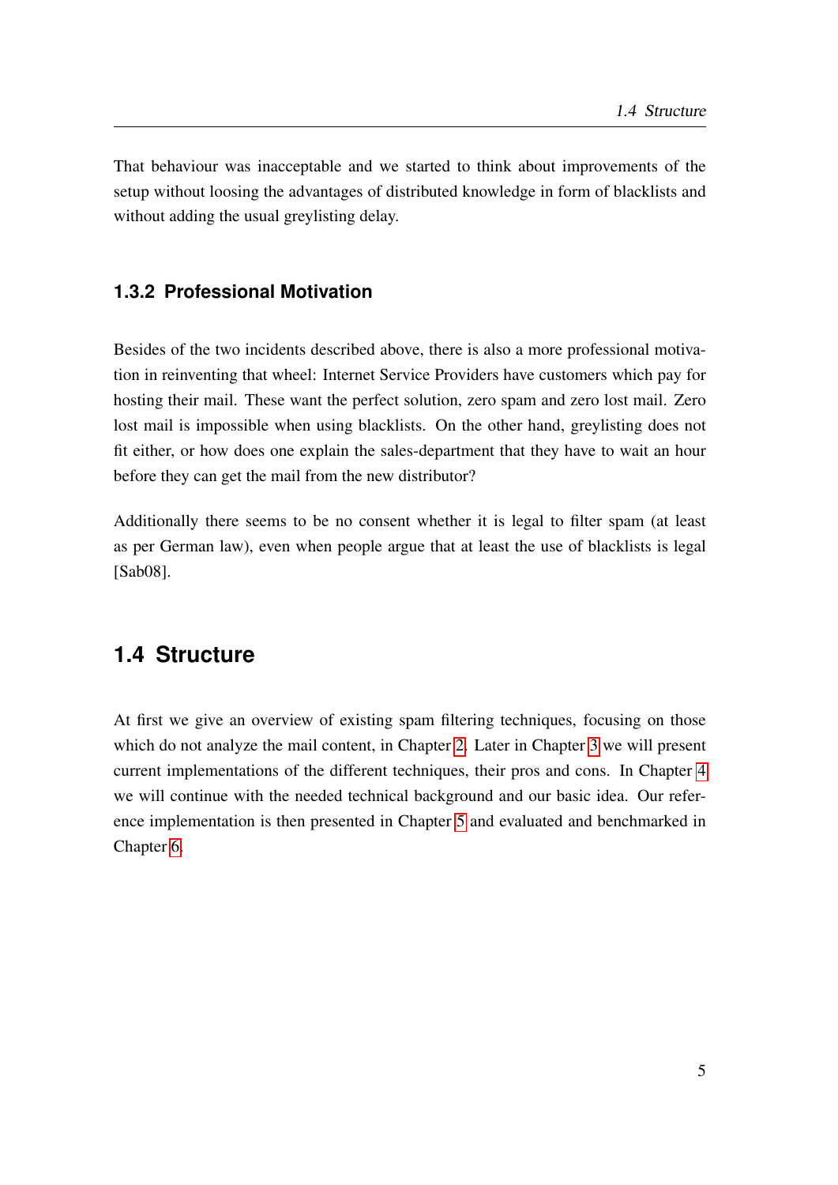That behaviour was inacceptable and we started to think about improvements of the setup without loosing the advantages of distributed knowledge in form of blacklists and without adding the usual greylisting delay.

### 1.3.2 Professional Motivation

Besides of the two incidents described above, there is also a more professional motivation in reinventing that wheel: Internet Service Providers have customers which pay for hosting their mail. These want the perfect solution, zero spam and zero lost mail. Zero lost mail is impossible when using blacklists. On the other hand, greylisting does not fit either, or how does one explain the sales-department that they have to wait an hour before they can get the mail from the new distributor?

Additionally there seems to be no consent whether it is legal to filter spam (at least as per German law), even when people argue that at least the use of blacklists is legal [Sab08].

## 1.4 Structure

At first we give an overview of existing spam filtering techniques, focusing on those which do not analyze the mail content, in Chapter 2. Later in Chapter 3 we will present current implementations of the different techniques, their pros and cons. In Chapter 4 we will continue with the needed technical background and our basic idea. Our reference implementation is then presented in Chapter 5 and evaluated and benchmarked in Chapter 6.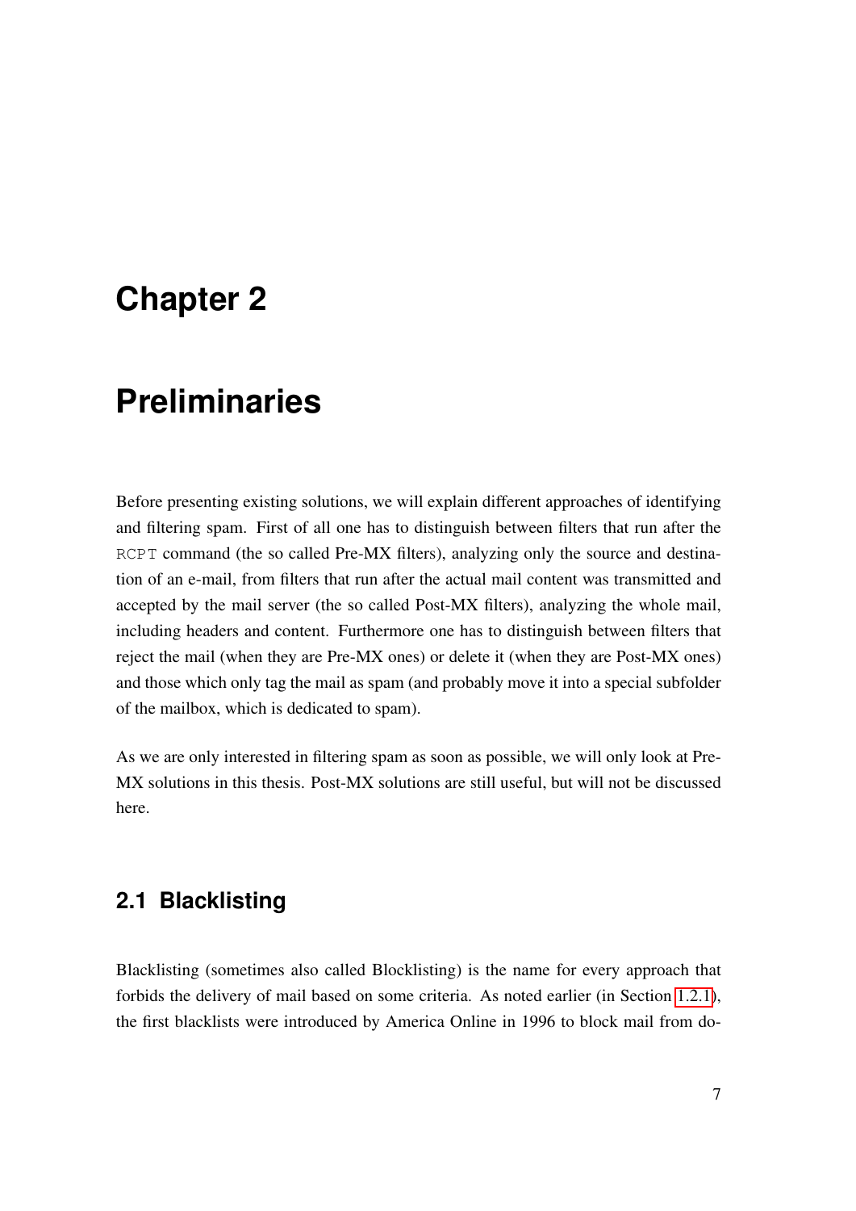# Chapter 2

# Preliminaries

Before presenting existing solutions, we will explain different approaches of identifying and filtering spam. First of all one has to distinguish between filters that run after the `RCPT` command (the so called Pre-MX filters), analyzing only the source and destination of an e-mail, from filters that run after the actual mail content was transmitted and accepted by the mail server (the so called Post-MX filters), analyzing the whole mail, including headers and content. Furthermore one has to distinguish between filters that reject the mail (when they are Pre-MX ones) or delete it (when they are Post-MX ones) and those which only tag the mail as spam (and probably move it into a special subfolder of the mailbox, which is dedicated to spam).

As we are only interested in filtering spam as soon as possible, we will only look at Pre-MX solutions in this thesis. Post-MX solutions are still useful, but will not be discussed here.

## 2.1 Blacklisting

Blacklisting (sometimes also called Blocklisting) is the name for every approach that forbids the delivery of mail based on some criteria. As noted earlier (in Section 1.2.1), the first blacklists were introduced by America Online in 1996 to block mail from do-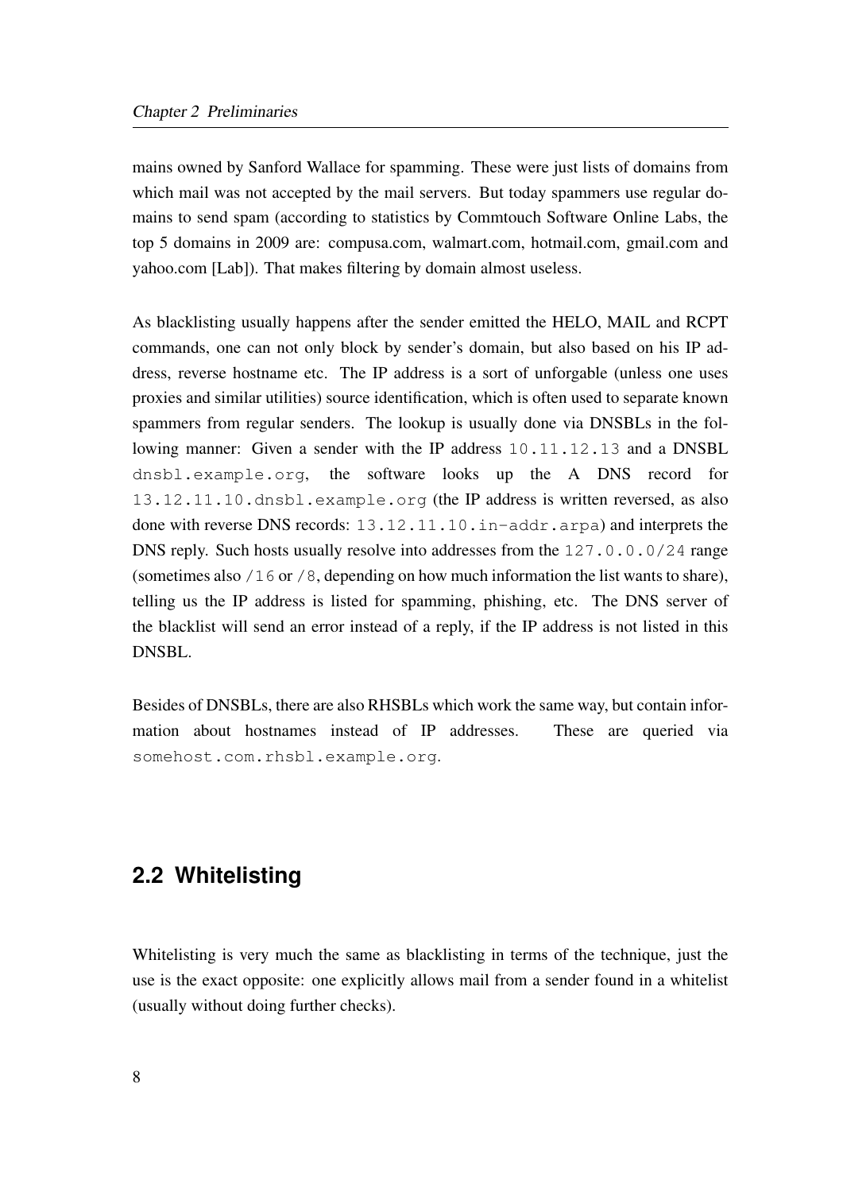mains owned by Sanford Wallace for spamming. These were just lists of domains from which mail was not accepted by the mail servers. But today spammers use regular domains to send spam (according to statistics by Commtouch Software Online Labs, the top 5 domains in 2009 are: compusa.com, walmart.com, hotmail.com, gmail.com and yahoo.com [Lab]). That makes filtering by domain almost useless.

As blacklisting usually happens after the sender emitted the HELO, MAIL and RCPT commands, one can not only block by sender's domain, but also based on his IP address, reverse hostname etc. The IP address is a sort of unforgable (unless one uses proxies and similar utilities) source identification, which is often used to separate known spammers from regular senders. The lookup is usually done via DNSBLs in the following manner: Given a sender with the IP address `10.11.12.13` and a DNSBL `dnsbl.example.org`, the software looks up the A DNS record for `13.12.11.10.dnsbl.example.org` (the IP address is written reversed, as also done with reverse DNS records: `13.12.11.10.in-addr.arpa`) and interprets the DNS reply. Such hosts usually resolve into addresses from the `127.0.0.0/24` range (sometimes also `/16` or `/8`, depending on how much information the list wants to share), telling us the IP address is listed for spamming, phishing, etc. The DNS server of the blacklist will send an error instead of a reply, if the IP address is not listed in this DNSBL.

Besides of DNSBLs, there are also RHSBLs which work the same way, but contain information about hostnames instead of IP addresses. These are queried via `somehost.com.rhsbl.example.org`.

## 2.2 Whitelisting

Whitelisting is very much the same as blacklisting in terms of the technique, just the use is the exact opposite: one explicitly allows mail from a sender found in a whitelist (usually without doing further checks).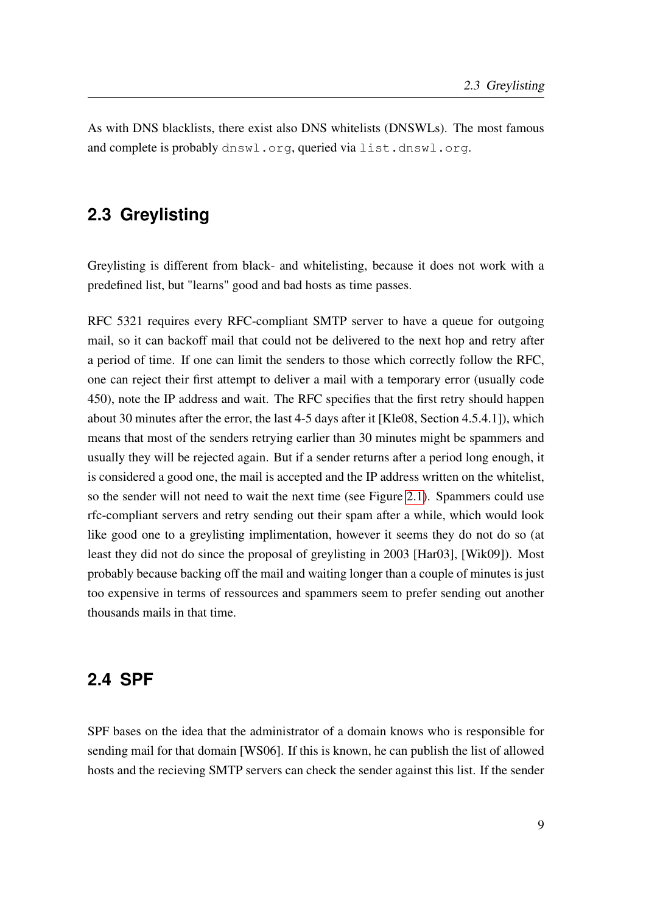As with DNS blacklists, there exist also DNS whitelists (DNSWLs). The most famous and complete is probably `dnswl.org`, queried via `list.dnswl.org`.

## 2.3 Greylisting

Greylisting is different from black- and whitelisting, because it does not work with a predefined list, but "learns" good and bad hosts as time passes.

RFC 5321 requires every RFC-compliant SMTP server to have a queue for outgoing mail, so it can backoff mail that could not be delivered to the next hop and retry after a period of time. If one can limit the senders to those which correctly follow the RFC, one can reject their first attempt to deliver a mail with a temporary error (usually code 450), note the IP address and wait. The RFC specifies that the first retry should happen about 30 minutes after the error, the last 4-5 days after it [Kle08, Section 4.5.4.1]), which means that most of the senders retrying earlier than 30 minutes might be spammers and usually they will be rejected again. But if a sender returns after a period long enough, it is considered a good one, the mail is accepted and the IP address written on the whitelist, so the sender will not need to wait the next time (see Figure 2.1). Spammers could use rfc-compliant servers and retry sending out their spam after a while, which would look like good one to a greylisting implimentation, however it seems they do not do so (at least they did not do since the proposal of greylisting in 2003 [Har03], [Wik09]). Most probably because backing off the mail and waiting longer than a couple of minutes is just too expensive in terms of ressources and spammers seem to prefer sending out another thousands mails in that time.

## 2.4 SPF

SPF bases on the idea that the administrator of a domain knows who is responsible for sending mail for that domain [WS06]. If this is known, he can publish the list of allowed hosts and the recieving SMTP servers can check the sender against this list. If the sender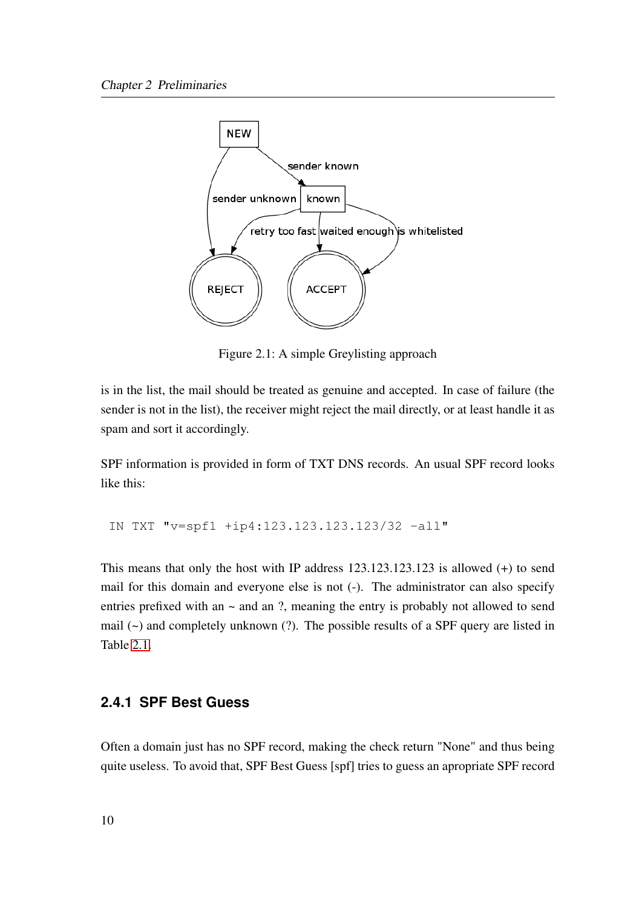Figure 2.1: A simple Greylisting approach

is in the list, the mail should be treated as genuine and accepted. In case of failure (the sender is not in the list), the receiver might reject the mail directly, or at least handle it as spam and sort it accordingly.

SPF information is provided in form of TXT DNS records. An usual SPF record looks like this:

```
IN TXT "v=spf1 +ip4:123.123.123.123/32 -all"
```

This means that only the host with IP address 123.123.123.123 is allowed (+) to send mail for this domain and everyone else is not (-). The administrator can also specify entries prefixed with an ~ and an ?, meaning the entry is probably not allowed to send mail (~) and completely unknown (?). The possible results of a SPF query are listed in Table 2.1.

### 2.4.1 SPF Best Guess

Often a domain just has no SPF record, making the check return "None" and thus being quite useless. To avoid that, SPF Best Guess [spf] tries to guess an apropriate SPF record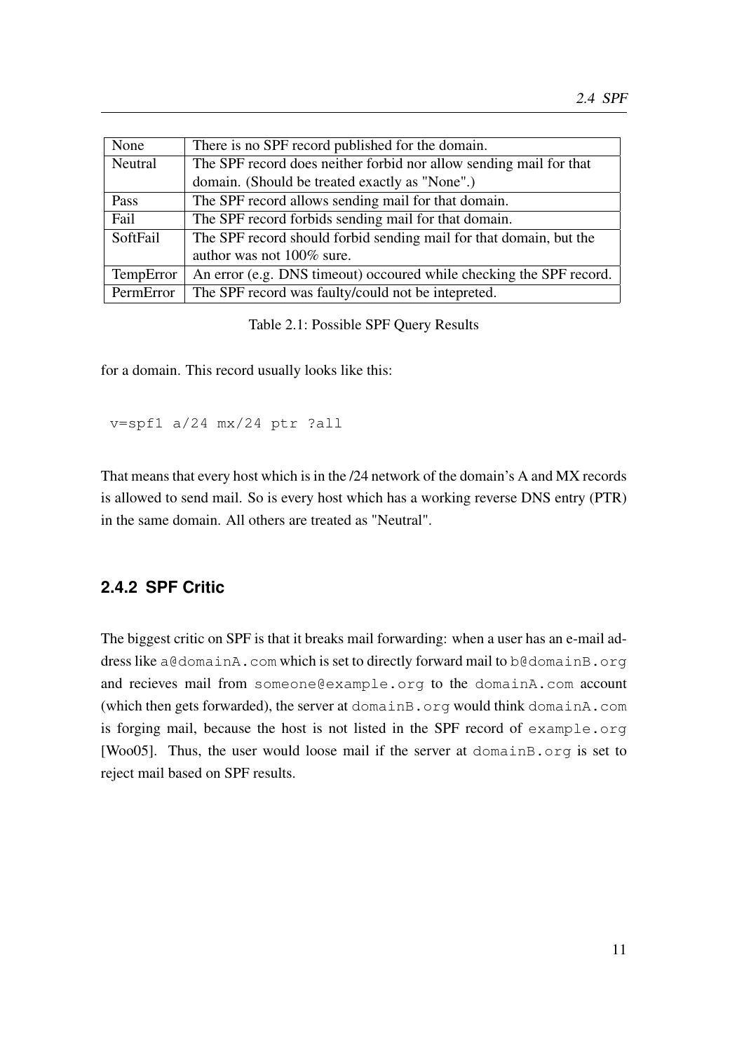| | |
|---|---|
| None | There is no SPF record published for the domain. |
| Neutral | The SPF record does neither forbid nor allow sending mail for that domain. (Should be treated exactly as "None".) |
| Pass | The SPF record allows sending mail for that domain. |
| Fail | The SPF record forbids sending mail for that domain. |
| SoftFail | The SPF record should forbid sending mail for that domain, but the author was not 100% sure. |
| TempError | An error (e.g. DNS timeout) occoured while checking the SPF record. |
| PermError | The SPF record was faulty/could not be intepreted. |

Table 2.1: Possible SPF Query Results

for a domain. This record usually looks like this:

```
v=spf1 a/24 mx/24 ptr ?all
```

That means that every host which is in the /24 network of the domain's A and MX records is allowed to send mail. So is every host which has a working reverse DNS entry (PTR) in the same domain. All others are treated as "Neutral".

### 2.4.2 SPF Critic

The biggest critic on SPF is that it breaks mail forwarding: when a user has an e-mail address like `a@domainA.com` which is set to directly forward mail to `b@domainB.org` and recieves mail from `someone@example.org` to the `domainA.com` account (which then gets forwarded), the server at `domainB.org` would think `domainA.com` is forging mail, because the host is not listed in the SPF record of `example.org` [Woo05]. Thus, the user would loose mail if the server at `domainB.org` is set to reject mail based on SPF results.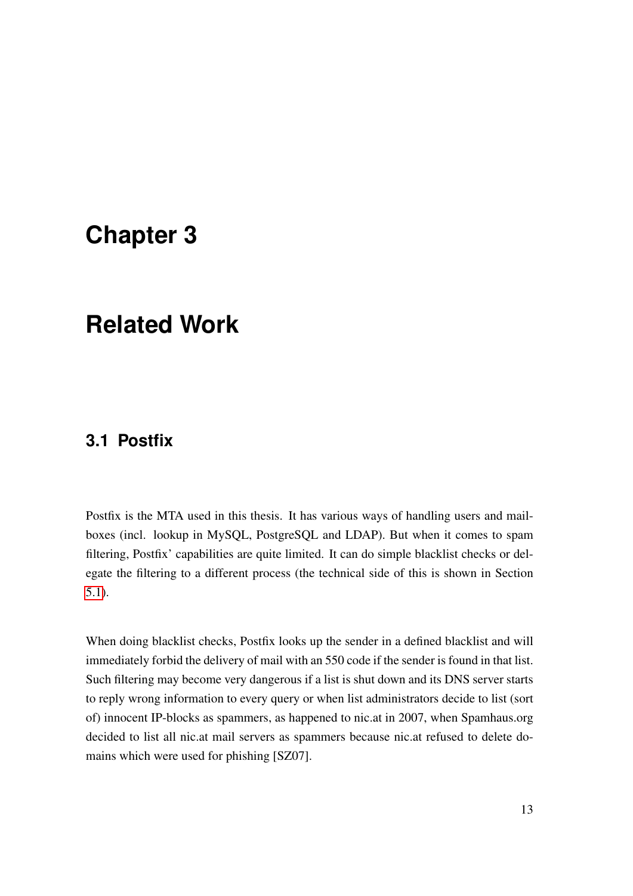# Chapter 3

# Related Work

## 3.1 Postfix

Postfix is the MTA used in this thesis. It has various ways of handling users and mailboxes (incl. lookup in MySQL, PostgreSQL and LDAP). But when it comes to spam filtering, Postfix' capabilities are quite limited. It can do simple blacklist checks or delegate the filtering to a different process (the technical side of this is shown in Section 5.1).

When doing blacklist checks, Postfix looks up the sender in a defined blacklist and will immediately forbid the delivery of mail with an 550 code if the sender is found in that list. Such filtering may become very dangerous if a list is shut down and its DNS server starts to reply wrong information to every query or when list administrators decide to list (sort of) innocent IP-blocks as spammers, as happened to nic.at in 2007, when Spamhaus.org decided to list all nic.at mail servers as spammers because nic.at refused to delete domains which were used for phishing [SZ07].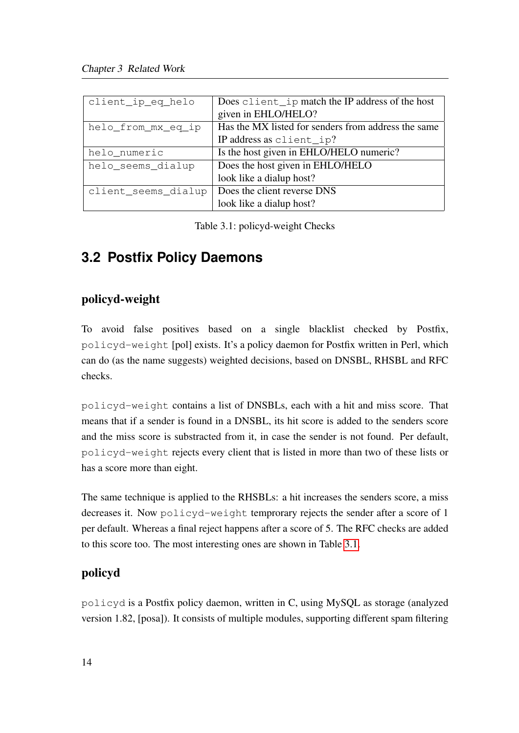| | |
|---|---|
| client_ip_eq_helo | Does client_ip match the IP address of the host given in EHLO/HELO? |
| helo_from_mx_eq_ip | Has the MX listed for senders from address the same IP address as client_ip? |
| helo_numeric | Is the host given in EHLO/HELO numeric? |
| helo_seems_dialup | Does the host given in EHLO/HELO look like a dialup host? |
| client_seems_dialup | Does the client reverse DNS look like a dialup host? |

Table 3.1: policyd-weight Checks

## 3.2 Postfix Policy Daemons

### policyd-weight

To avoid false positives based on a single blacklist checked by Postfix, policyd-weight [pol] exists. It's a policy daemon for Postfix written in Perl, which can do (as the name suggests) weighted decisions, based on DNSBL, RHSBL and RFC checks.

policyd-weight contains a list of DNSBLs, each with a hit and miss score. That means that if a sender is found in a DNSBL, its hit score is added to the senders score and the miss score is substracted from it, in case the sender is not found. Per default, policyd-weight rejects every client that is listed in more than two of these lists or has a score more than eight.

The same technique is applied to the RHSBLs: a hit increases the senders score, a miss decreases it. Now policyd-weight temprorary rejects the sender after a score of 1 per default. Whereas a final reject happens after a score of 5. The RFC checks are added to this score too. The most interesting ones are shown in Table 3.1.

### policyd

policyd is a Postfix policy daemon, written in C, using MySQL as storage (analyzed version 1.82, [posa]). It consists of multiple modules, supporting different spam filtering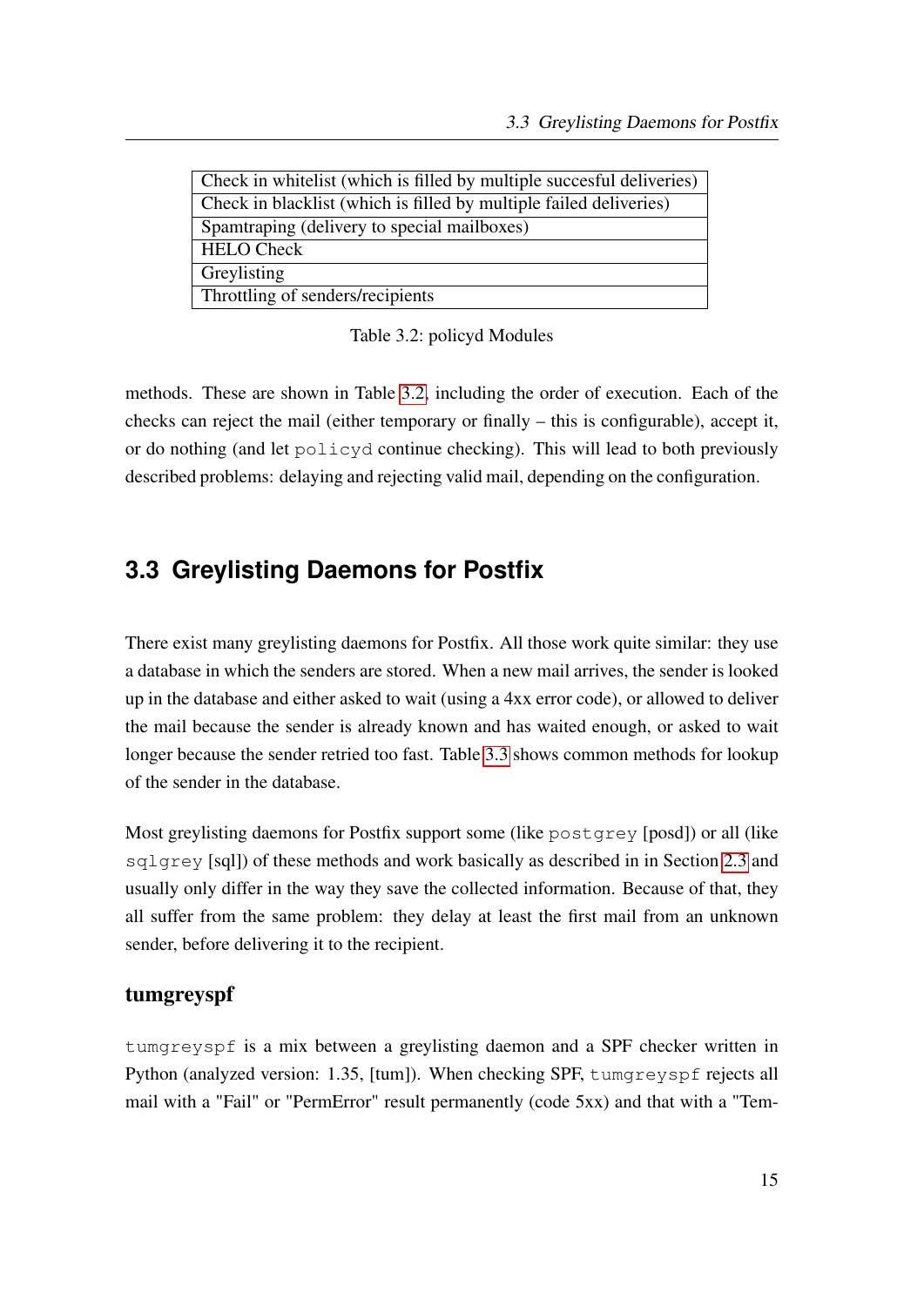| Check in whitelist (which is filled by multiple succesful deliveries) |
|---|
| Check in blacklist (which is filled by multiple failed deliveries) |
| Spamtraping (delivery to special mailboxes) |
| HELO Check |
| Greylisting |
| Throttling of senders/recipients |

Table 3.2: policyd Modules

methods. These are shown in Table 3.2, including the order of execution. Each of the checks can reject the mail (either temporary or finally – this is configurable), accept it, or do nothing (and let `policyd` continue checking). This will lead to both previously described problems: delaying and rejecting valid mail, depending on the configuration.

## 3.3 Greylisting Daemons for Postfix

There exist many greylisting daemons for Postfix. All those work quite similar: they use a database in which the senders are stored. When a new mail arrives, the sender is looked up in the database and either asked to wait (using a 4xx error code), or allowed to deliver the mail because the sender is already known and has waited enough, or asked to wait longer because the sender retried too fast. Table 3.3 shows common methods for lookup of the sender in the database.

Most greylisting daemons for Postfix support some (like `postgrey` [posd]) or all (like `sqlgrey` [sql]) of these methods and work basically as described in in Section 2.3 and usually only differ in the way they save the collected information. Because of that, they all suffer from the same problem: they delay at least the first mail from an unknown sender, before delivering it to the recipient.

### tumgreyspf

`tumgreyspf` is a mix between a greylisting daemon and a SPF checker written in Python (analyzed version: 1.35, [tum]). When checking SPF, `tumgreyspf` rejects all mail with a "Fail" or "PermError" result permanently (code 5xx) and that with a "Tem-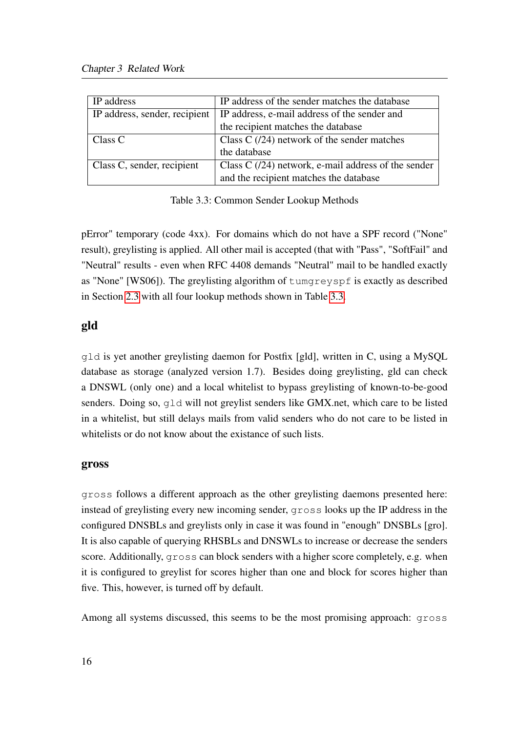| IP address | IP address of the sender matches the database |
|---|---|
| IP address, sender, recipient | IP address, e-mail address of the sender and the recipient matches the database |
| Class C | Class C (/24) network of the sender matches the database |
| Class C, sender, recipient | Class C (/24) network, e-mail address of the sender and the recipient matches the database |

Table 3.3: Common Sender Lookup Methods

pError" temporary (code 4xx). For domains which do not have a SPF record ("None" result), greylisting is applied. All other mail is accepted (that with "Pass", "SoftFail" and "Neutral" results - even when RFC 4408 demands "Neutral" mail to be handled exactly as "None" [WS06]). The greylisting algorithm of `tumgreyspf` is exactly as described in Section 2.3 with all four lookup methods shown in Table 3.3.

### gld

`gld` is yet another greylisting daemon for Postfix [gld], written in C, using a MySQL database as storage (analyzed version 1.7). Besides doing greylisting, gld can check a DNSWL (only one) and a local whitelist to bypass greylisting of known-to-be-good senders. Doing so, `gld` will not greylist senders like GMX.net, which care to be listed in a whitelist, but still delays mails from valid senders who do not care to be listed in whitelists or do not know about the existance of such lists.

### gross

`gross` follows a different approach as the other greylisting daemons presented here: instead of greylisting every new incoming sender, `gross` looks up the IP address in the configured DNSBLs and greylists only in case it was found in "enough" DNSBLs [gro]. It is also capable of querying RHSBLs and DNSWLs to increase or decrease the senders score. Additionally, `gross` can block senders with a higher score completely, e.g. when it is configured to greylist for scores higher than one and block for scores higher than five. This, however, is turned off by default.

Among all systems discussed, this seems to be the most promising approach: `gross`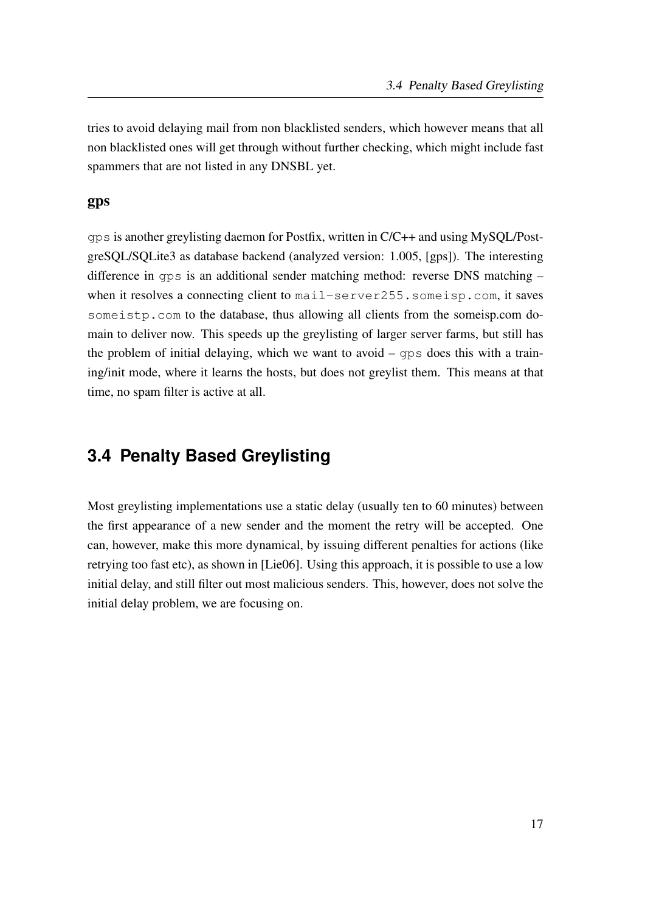tries to avoid delaying mail from non blacklisted senders, which however means that all non blacklisted ones will get through without further checking, which might include fast spammers that are not listed in any DNSBL yet.

### gps

`gps` is another greylisting daemon for Postfix, written in C/C++ and using MySQL/PostgreSQL/SQLite3 as database backend (analyzed version: 1.005, [gps]). The interesting difference in `gps` is an additional sender matching method: reverse DNS matching – when it resolves a connecting client to `mail-server255.someisp.com`, it saves `someistp.com` to the database, thus allowing all clients from the someisp.com domain to deliver now. This speeds up the greylisting of larger server farms, but still has the problem of initial delaying, which we want to avoid – `gps` does this with a training/init mode, where it learns the hosts, but does not greylist them. This means at that time, no spam filter is active at all.

## 3.4 Penalty Based Greylisting

Most greylisting implementations use a static delay (usually ten to 60 minutes) between the first appearance of a new sender and the moment the retry will be accepted. One can, however, make this more dynamical, by issuing different penalties for actions (like retrying too fast etc), as shown in [Lie06]. Using this approach, it is possible to use a low initial delay, and still filter out most malicious senders. This, however, does not solve the initial delay problem, we are focusing on.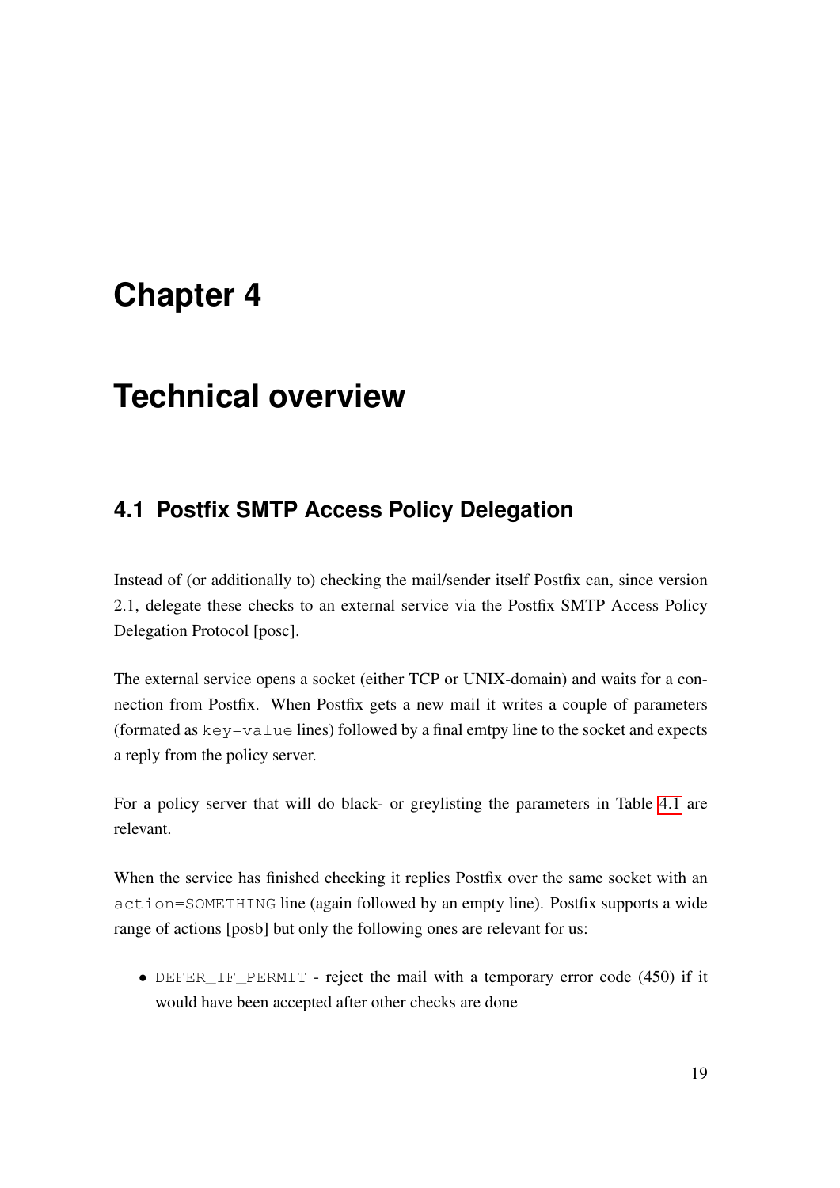# Chapter 4

# Technical overview

## 4.1 Postfix SMTP Access Policy Delegation

Instead of (or additionally to) checking the mail/sender itself Postfix can, since version 2.1, delegate these checks to an external service via the Postfix SMTP Access Policy Delegation Protocol [posc].

The external service opens a socket (either TCP or UNIX-domain) and waits for a connection from Postfix. When Postfix gets a new mail it writes a couple of parameters (formated as `key=value` lines) followed by a final emtpy line to the socket and expects a reply from the policy server.

For a policy server that will do black- or greylisting the parameters in Table 4.1 are relevant.

When the service has finished checking it replies Postfix over the same socket with an `action=SOMETHING` line (again followed by an empty line). Postfix supports a wide range of actions [posb] but only the following ones are relevant for us:

- `DEFER_IF_PERMIT` - reject the mail with a temporary error code (450) if it would have been accepted after other checks are done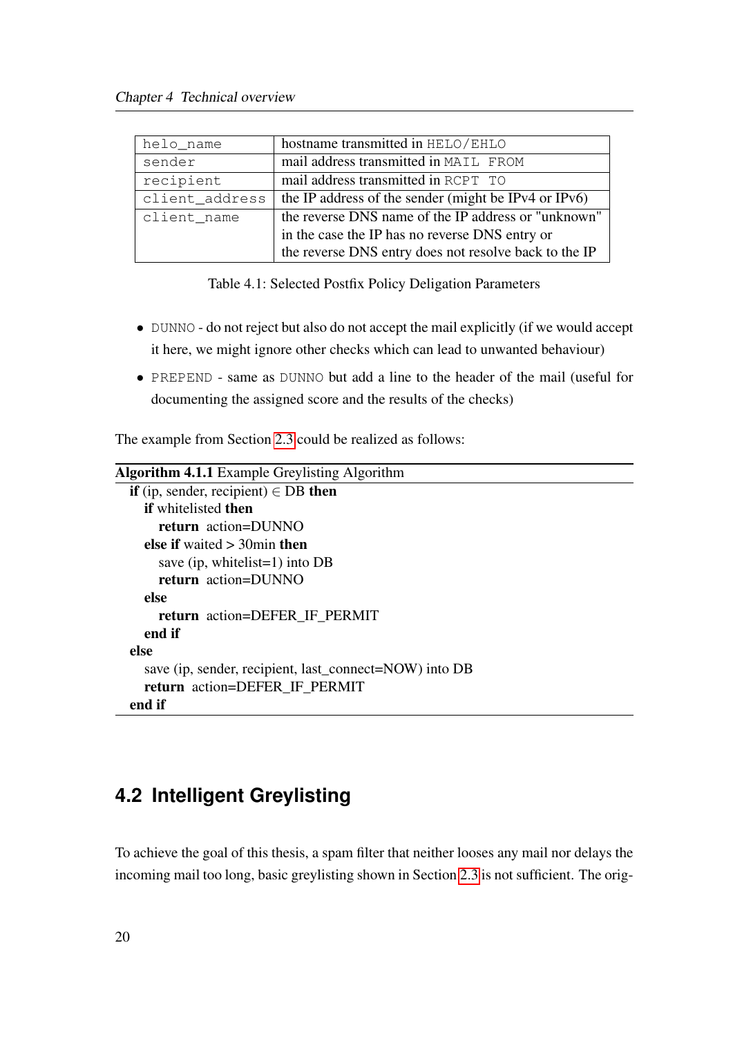| | |
|---|---|
| `helo_name` | hostname transmitted in `HELO/EHLO` |
| `sender` | mail address transmitted in `MAIL FROM` |
| `recipient` | mail address transmitted in `RCPT TO` |
| `client_address` | the IP address of the sender (might be IPv4 or IPv6) |
| `client_name` | the reverse DNS name of the IP address or "unknown" in the case the IP has no reverse DNS entry or the reverse DNS entry does not resolve back to the IP |

Table 4.1: Selected Postfix Policy Deligation Parameters

- `DUNNO` - do not reject but also do not accept the mail explicitly (if we would accept it here, we might ignore other checks which can lead to unwanted behaviour)
- `PREPEND` - same as `DUNNO` but add a line to the header of the mail (useful for documenting the assigned score and the results of the checks)

The example from Section 2.3 could be realized as follows:

**Algorithm 4.1.1** Example Greylisting Algorithm

```
if (ip, sender, recipient) ∈ DB then
    if whitelisted then
        return action=DUNNO
    else if waited > 30min then
        save (ip, whitelist=1) into DB
        return action=DUNNO
    else
        return action=DEFER_IF_PERMIT
    end if
else
    save (ip, sender, recipient, last_connect=NOW) into DB
    return action=DEFER_IF_PERMIT
end if
```

## 4.2 Intelligent Greylisting

To achieve the goal of this thesis, a spam filter that neither looses any mail nor delays the incoming mail too long, basic greylisting shown in Section 2.3 is not sufficient. The orig-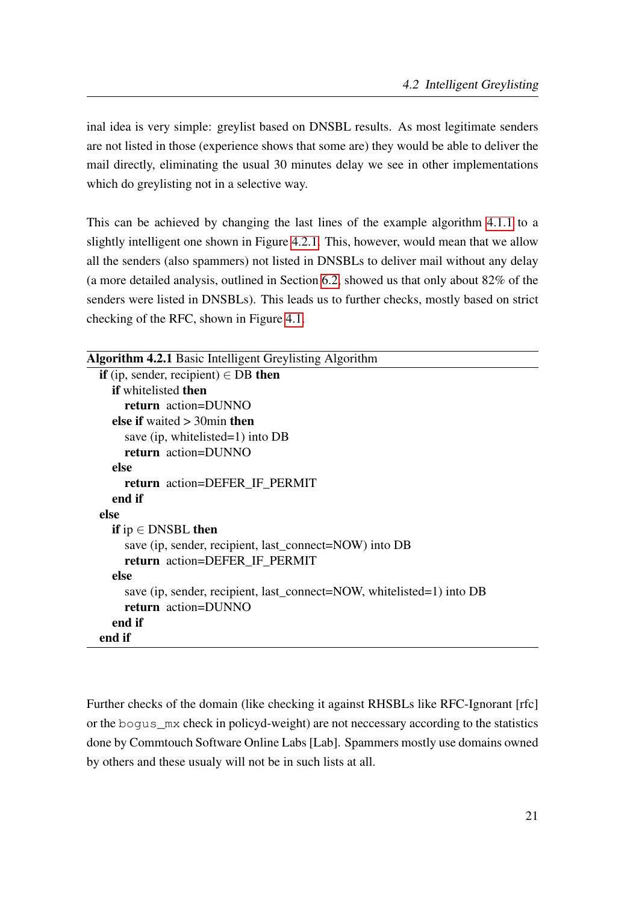inal idea is very simple: greylist based on DNSBL results. As most legitimate senders are not listed in those (experience shows that some are) they would be able to deliver the mail directly, eliminating the usual 30 minutes delay we see in other implementations which do greylisting not in a selective way.

This can be achieved by changing the last lines of the example algorithm 4.1.1 to a slightly intelligent one shown in Figure 4.2.1. This, however, would mean that we allow all the senders (also spammers) not listed in DNSBLs to deliver mail without any delay (a more detailed analysis, outlined in Section 6.2, showed us that only about 82% of the senders were listed in DNSBLs). This leads us to further checks, mostly based on strict checking of the RFC, shown in Figure 4.1.

**Algorithm 4.2.1** Basic Intelligent Greylisting Algorithm

```
if (ip, sender, recipient) ∈ DB then
    if whitelisted then
        return action=DUNNO
    else if waited > 30min then
        save (ip, whitelisted=1) into DB
        return action=DUNNO
    else
        return action=DEFER_IF_PERMIT
    end if
else
    if ip ∈ DNSBL then
        save (ip, sender, recipient, last_connect=NOW) into DB
        return action=DEFER_IF_PERMIT
    else
        save (ip, sender, recipient, last_connect=NOW, whitelisted=1) into DB
        return action=DUNNO
    end if
end if
```

Further checks of the domain (like checking it against RHSBLs like RFC-Ignorant [rfc] or the `bogus_mx` check in policyd-weight) are not neccessary according to the statistics done by Commtouch Software Online Labs [Lab]. Spammers mostly use domains owned by others and these usualy will not be in such lists at all.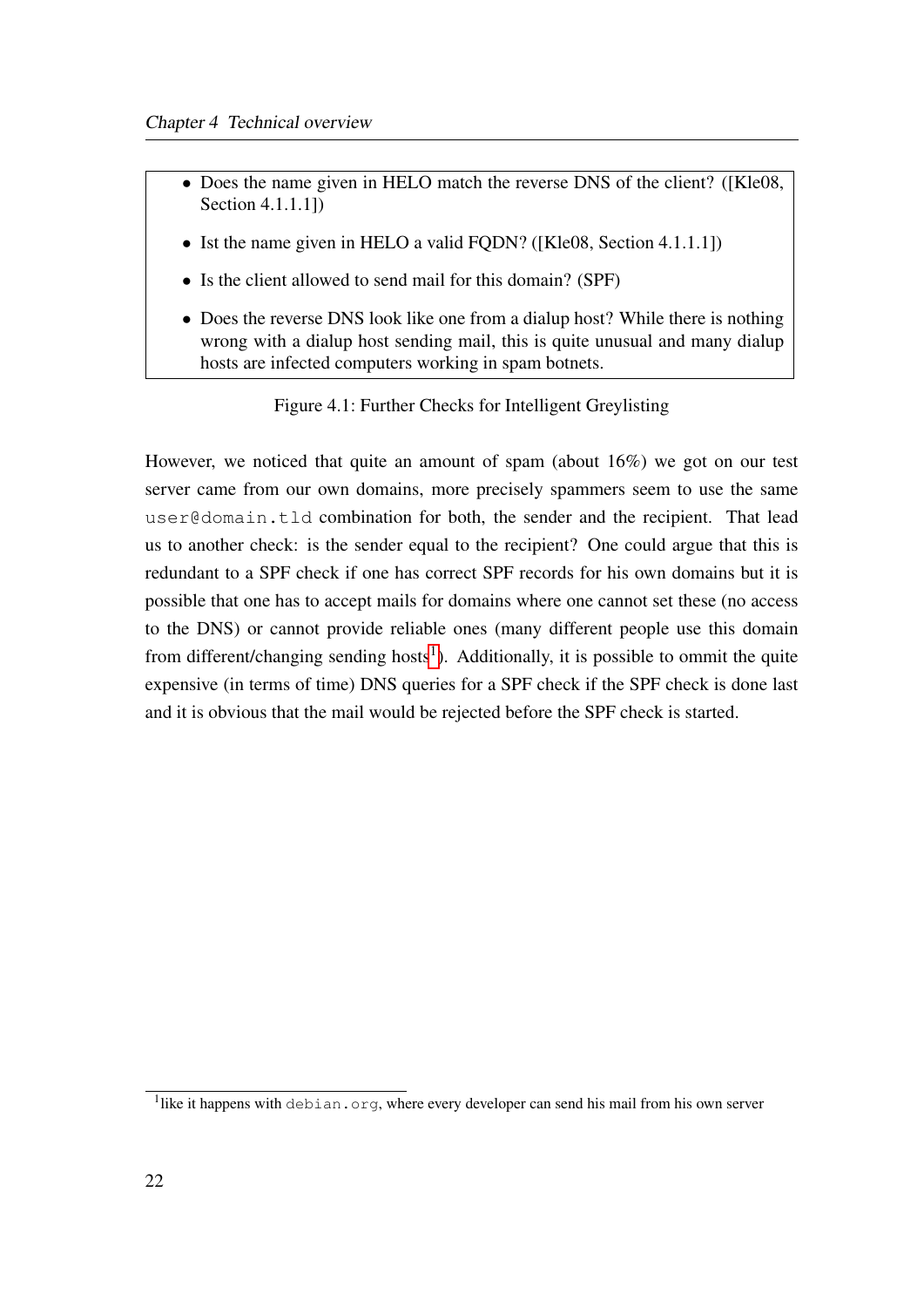- Does the name given in HELO match the reverse DNS of the client? ([Kle08, Section 4.1.1.1])
- Ist the name given in HELO a valid FQDN? ([Kle08, Section 4.1.1.1])
- Is the client allowed to send mail for this domain? (SPF)
- Does the reverse DNS look like one from a dialup host? While there is nothing wrong with a dialup host sending mail, this is quite unusual and many dialup hosts are infected computers working in spam botnets.

Figure 4.1: Further Checks for Intelligent Greylisting

However, we noticed that quite an amount of spam (about 16%) we got on our test server came from our own domains, more precisely spammers seem to use the same `user@domain.tld` combination for both, the sender and the recipient. That lead us to another check: is the sender equal to the recipient? One could argue that this is redundant to a SPF check if one has correct SPF records for his own domains but it is possible that one has to accept mails for domains where one cannot set these (no access to the DNS) or cannot provide reliable ones (many different people use this domain from different/changing sending hosts[1]). Additionally, it is possible to ommit the quite expensive (in terms of time) DNS queries for a SPF check if the SPF check is done last and it is obvious that the mail would be rejected before the SPF check is started.

[1] like it happens with `debian.org`, where every developer can send his mail from his own server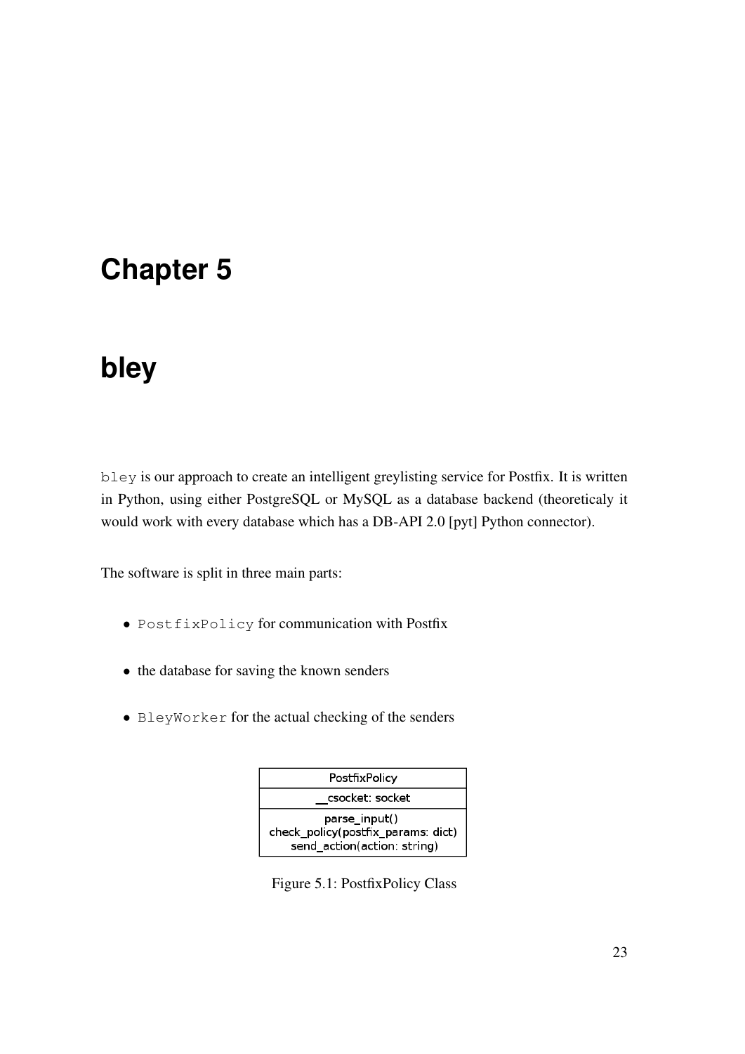# Chapter 5

# bley

`bley` is our approach to create an intelligent greylisting service for Postfix. It is written in Python, using either PostgreSQL or MySQL as a database backend (theoreticaly it would work with every database which has a DB-API 2.0 [pyt] Python connector).

The software is split in three main parts:

- `PostfixPolicy` for communication with Postfix
- the database for saving the known senders
- `BleyWorker` for the actual checking of the senders

| PostfixPolicy |
| --- |
| __csocket: socket |
| parse_input()<br>check_policy(postfix_params: dict)<br>send_action(action: string) |

Figure 5.1: PostfixPolicy Class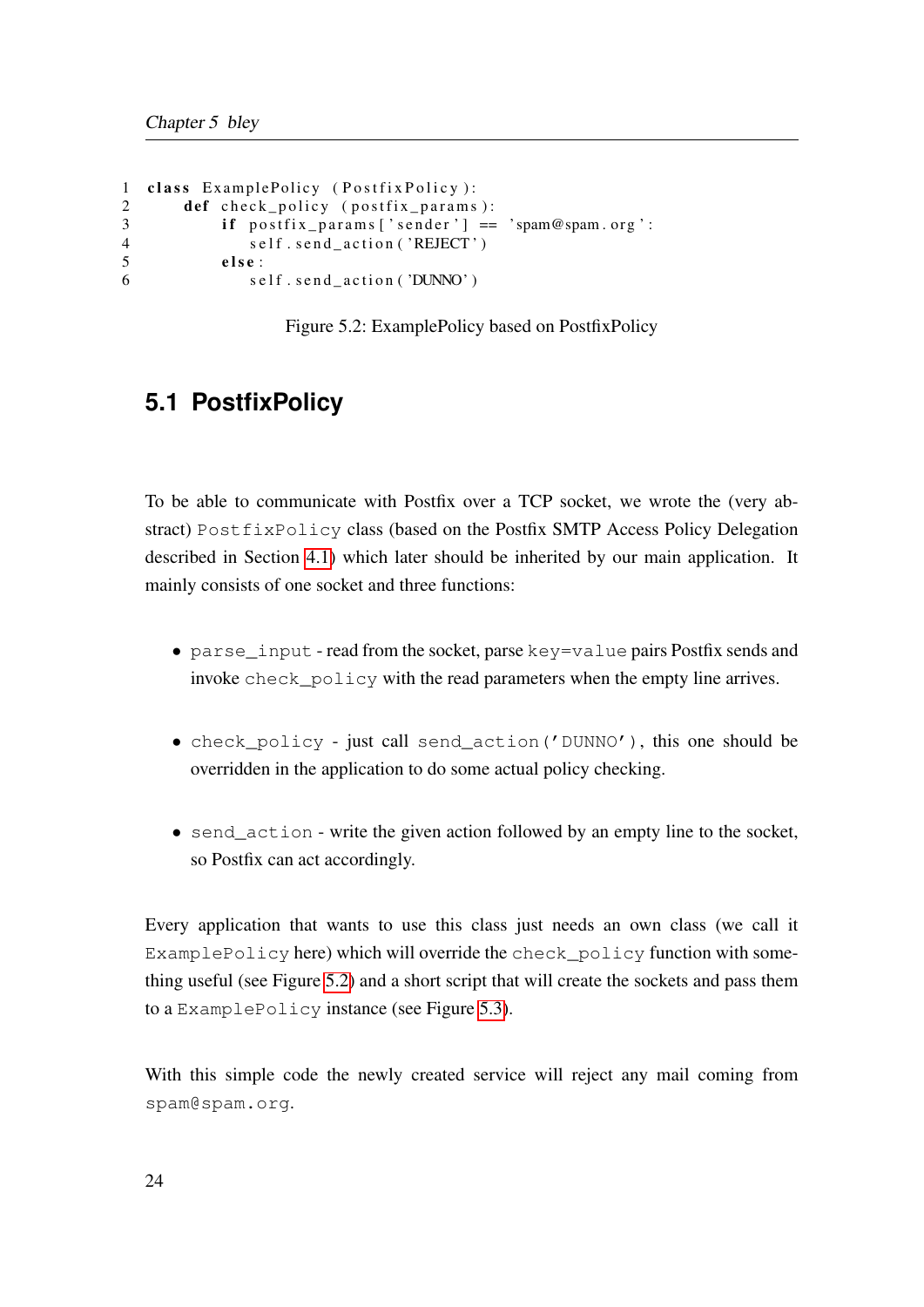```python
class ExamplePolicy (PostfixPolicy):
    def check_policy (postfix_params):
        if postfix_params['sender'] == 'spam@spam.org':
            self.send_action('REJECT')
        else:
            self.send_action('DUNNO')
```

Figure 5.2: ExamplePolicy based on PostfixPolicy

## 5.1 PostfixPolicy

To be able to communicate with Postfix over a TCP socket, we wrote the (very abstract) `PostfixPolicy` class (based on the Postfix SMTP Access Policy Delegation described in Section 4.1) which later should be inherited by our main application. It mainly consists of one socket and three functions:

- `parse_input` - read from the socket, parse `key=value` pairs Postfix sends and invoke `check_policy` with the read parameters when the empty line arrives.
- `check_policy` - just call `send_action('DUNNO')`, this one should be overridden in the application to do some actual policy checking.
- `send_action` - write the given action followed by an empty line to the socket, so Postfix can act accordingly.

Every application that wants to use this class just needs an own class (we call it `ExamplePolicy` here) which will override the `check_policy` function with something useful (see Figure 5.2) and a short script that will create the sockets and pass them to a `ExamplePolicy` instance (see Figure 5.3).

With this simple code the newly created service will reject any mail coming from `spam@spam.org`.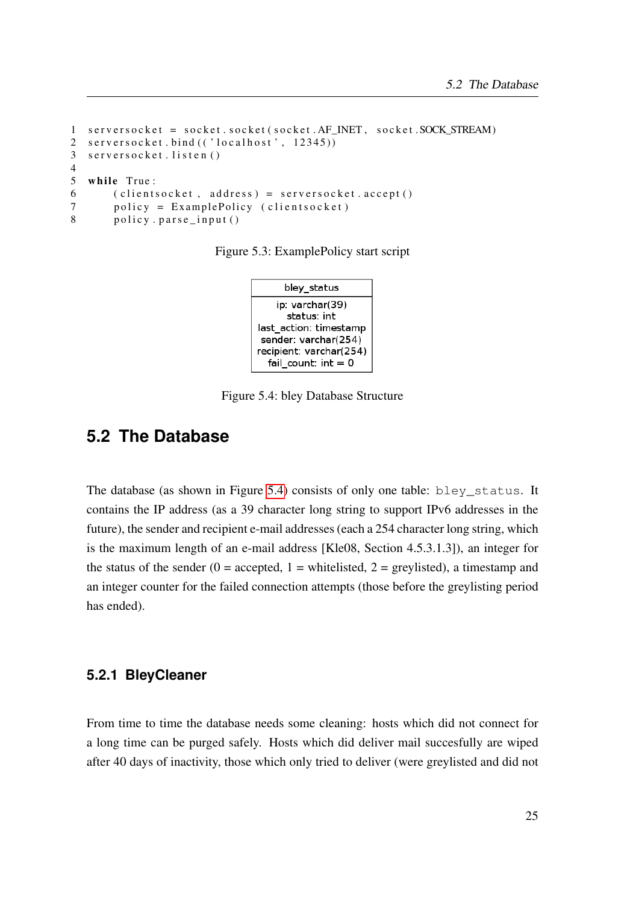```python
serversocket = socket.socket(socket.AF_INET, socket.SOCK_STREAM)
serversocket.bind(('localhost', 12345))
serversocket.listen()

while True:
    (clientsocket, address) = serversocket.accept()
    policy = ExamplePolicy (clientsocket)
    policy.parse_input()
```

Figure 5.3: ExamplePolicy start script

| bley_status |
| --- |
| ip: varchar(39)<br>status: int<br>last_action: timestamp<br>sender: varchar(254)<br>recipient: varchar(254)<br>fail_count: int = 0 |

Figure 5.4: bley Database Structure

## 5.2 The Database

The database (as shown in Figure 5.4) consists of only one table: `bley_status`. It contains the IP address (as a 39 character long string to support IPv6 addresses in the future), the sender and recipient e-mail addresses (each a 254 character long string, which is the maximum length of an e-mail address [Kle08, Section 4.5.3.1.3]), an integer for the status of the sender (0 = accepted, 1 = whitelisted, 2 = greylisted), a timestamp and an integer counter for the failed connection attempts (those before the greylisting period has ended).

### 5.2.1 BleyCleaner

From time to time the database needs some cleaning: hosts which did not connect for a long time can be purged safely. Hosts which did deliver mail succesfully are wiped after 40 days of inactivity, those which only tried to deliver (were greylisted and did not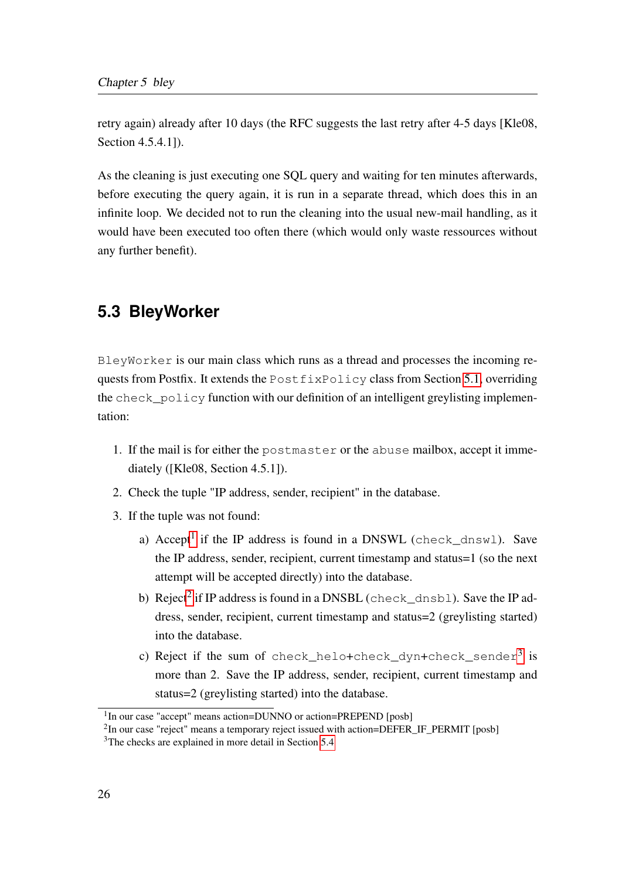retry again) already after 10 days (the RFC suggests the last retry after 4-5 days [Kle08, Section 4.5.4.1]).

As the cleaning is just executing one SQL query and waiting for ten minutes afterwards, before executing the query again, it is run in a separate thread, which does this in an infinite loop. We decided not to run the cleaning into the usual new-mail handling, as it would have been executed too often there (which would only waste ressources without any further benefit).

## 5.3 BleyWorker

`BleyWorker` is our main class which runs as a thread and processes the incoming requests from Postfix. It extends the `PostfixPolicy` class from Section 5.1, overriding the `check_policy` function with our definition of an intelligent greylisting implementation:

1. If the mail is for either the `postmaster` or the `abuse` mailbox, accept it immediately ([Kle08, Section 4.5.1]).
2. Check the tuple "IP address, sender, recipient" in the database.
3. If the tuple was not found:
   a) Accept[1] if the IP address is found in a DNSWL (`check_dnswl`). Save the IP address, sender, recipient, current timestamp and status=1 (so the next attempt will be accepted directly) into the database.
   b) Reject[2] if IP address is found in a DNSBL (`check_dnsbl`). Save the IP address, sender, recipient, current timestamp and status=2 (greylisting started) into the database.
   c) Reject if the sum of `check_helo+check_dyn+check_sender`[3] is more than 2. Save the IP address, sender, recipient, current timestamp and status=2 (greylisting started) into the database.

---

[1] In our case "accept" means action=DUNNO or action=PREPEND [posb]

[2] In our case "reject" means a temporary reject issued with action=DEFER_IF_PERMIT [posb]

[3] The checks are explained in more detail in Section 5.4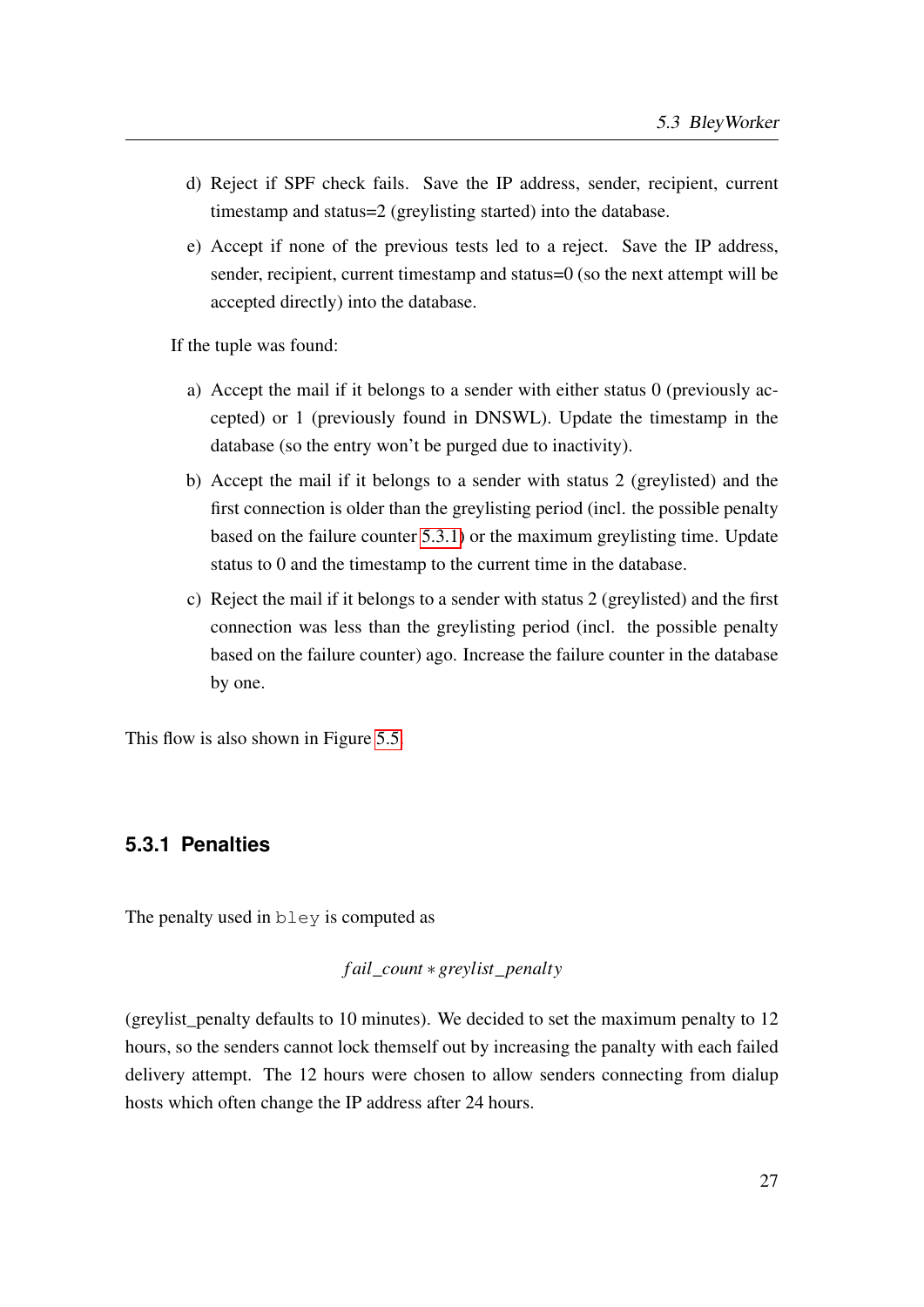d) Reject if SPF check fails. Save the IP address, sender, recipient, current timestamp and status=2 (greylisting started) into the database.

e) Accept if none of the previous tests led to a reject. Save the IP address, sender, recipient, current timestamp and status=0 (so the next attempt will be accepted directly) into the database.

If the tuple was found:

a) Accept the mail if it belongs to a sender with either status 0 (previously accepted) or 1 (previously found in DNSWL). Update the timestamp in the database (so the entry won't be purged due to inactivity).

b) Accept the mail if it belongs to a sender with status 2 (greylisted) and the first connection is older than the greylisting period (incl. the possible penalty based on the failure counter 5.3.1) or the maximum greylisting time. Update status to 0 and the timestamp to the current time in the database.

c) Reject the mail if it belongs to a sender with status 2 (greylisted) and the first connection was less than the greylisting period (incl. the possible penalty based on the failure counter) ago. Increase the failure counter in the database by one.

This flow is also shown in Figure 5.5.

### 5.3.1 Penalties

The penalty used in `bley` is computed as

$$fail\_count * greylist\_penalty$$

(greylist_penalty defaults to 10 minutes). We decided to set the maximum penalty to 12 hours, so the senders cannot lock themself out by increasing the panalty with each failed delivery attempt. The 12 hours were chosen to allow senders connecting from dialup hosts which often change the IP address after 24 hours.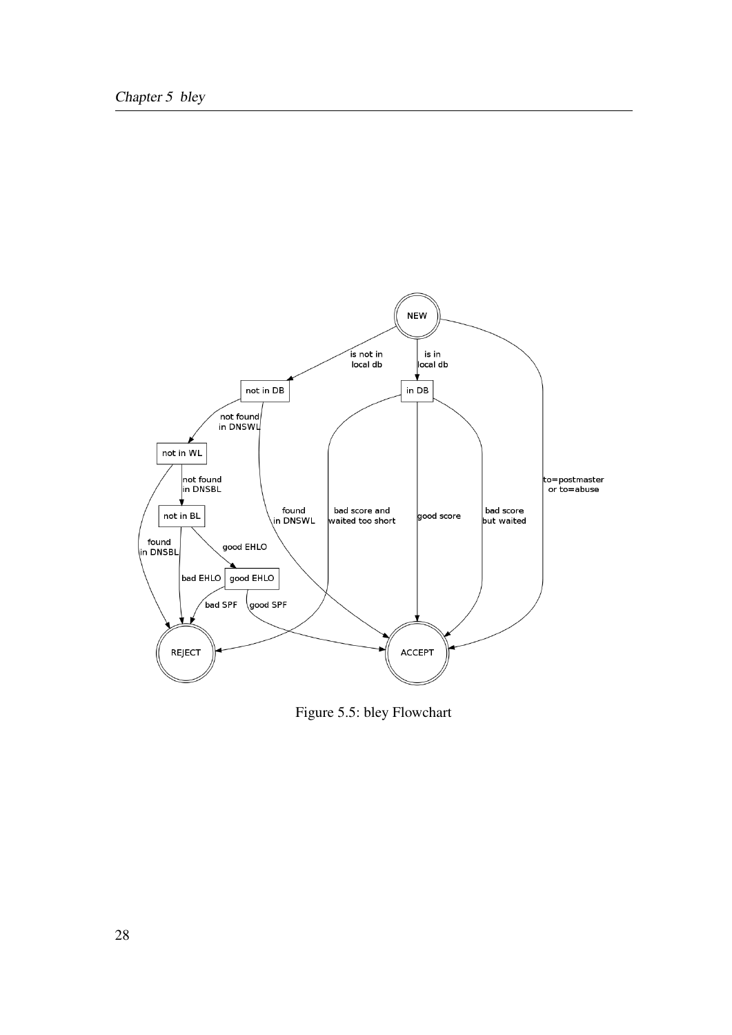Figure 5.5: bley Flowchart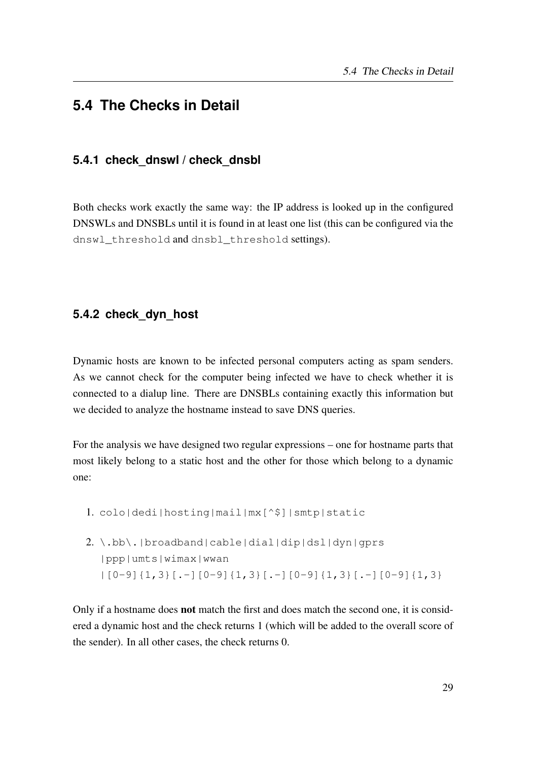## 5.4 The Checks in Detail

### 5.4.1 check_dnswl / check_dnsbl

Both checks work exactly the same way: the IP address is looked up in the configured DNSWLs and DNSBLs until it is found in at least one list (this can be configured via the `dnswl_threshold` and `dnsbl_threshold` settings).

### 5.4.2 check_dyn_host

Dynamic hosts are known to be infected personal computers acting as spam senders. As we cannot check for the computer being infected we have to check whether it is connected to a dialup line. There are DNSBLs containing exactly this information but we decided to analyze the hostname instead to save DNS queries.

For the analysis we have designed two regular expressions – one for hostname parts that most likely belong to a static host and the other for those which belong to a dynamic one:

1. `colo|dedi|hosting|mail|mx[^$]|smtp|static`
2. `\.bb\.|broadband|cable|dial|dip|dsl|dyn|gprs`
   `|ppp|umts|wimax|wwan`
   `|[0-9]{1,3}[.-][0-9]{1,3}[.-][0-9]{1,3}[.-][0-9]{1,3}`

Only if a hostname does **not** match the first and does match the second one, it is considered a dynamic host and the check returns 1 (which will be added to the overall score of the sender). In all other cases, the check returns 0.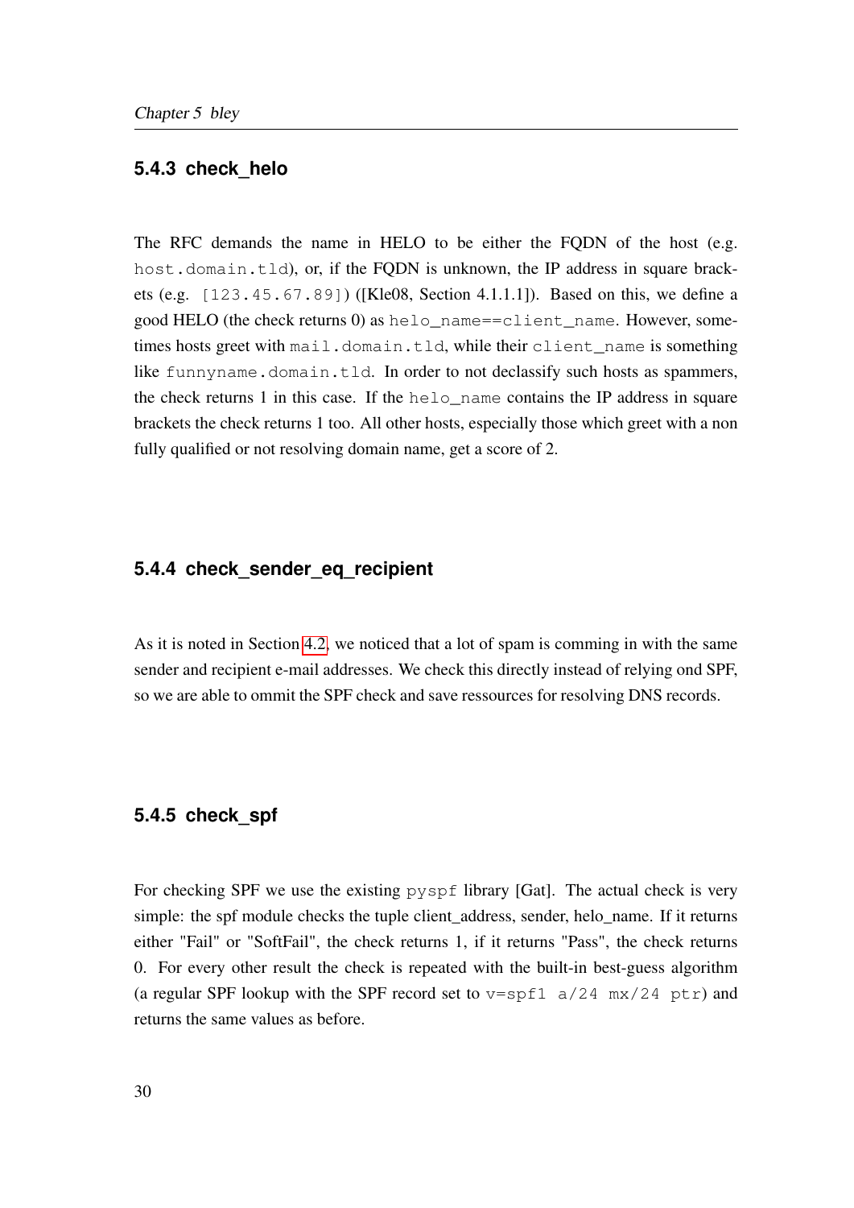### 5.4.3 check_helo

The RFC demands the name in HELO to be either the FQDN of the host (e.g. `host.domain.tld`), or, if the FQDN is unknown, the IP address in square brackets (e.g. `[123.45.67.89]`) ([Kle08, Section 4.1.1.1]). Based on this, we define a good HELO (the check returns 0) as `helo_name==client_name`. However, sometimes hosts greet with `mail.domain.tld`, while their `client_name` is something like `funnyname.domain.tld`. In order to not declassify such hosts as spammers, the check returns 1 in this case. If the `helo_name` contains the IP address in square brackets the check returns 1 too. All other hosts, especially those which greet with a non fully qualified or not resolving domain name, get a score of 2.

### 5.4.4 check_sender_eq_recipient

As it is noted in Section 4.2, we noticed that a lot of spam is comming in with the same sender and recipient e-mail addresses. We check this directly instead of relying ond SPF, so we are able to ommit the SPF check and save ressources for resolving DNS records.

### 5.4.5 check_spf

For checking SPF we use the existing `pyspf` library [Gat]. The actual check is very simple: the spf module checks the tuple client_address, sender, helo_name. If it returns either "Fail" or "SoftFail", the check returns 1, if it returns "Pass", the check returns 0. For every other result the check is repeated with the built-in best-guess algorithm (a regular SPF lookup with the SPF record set to `v=spf1 a/24 mx/24 ptr`) and returns the same values as before.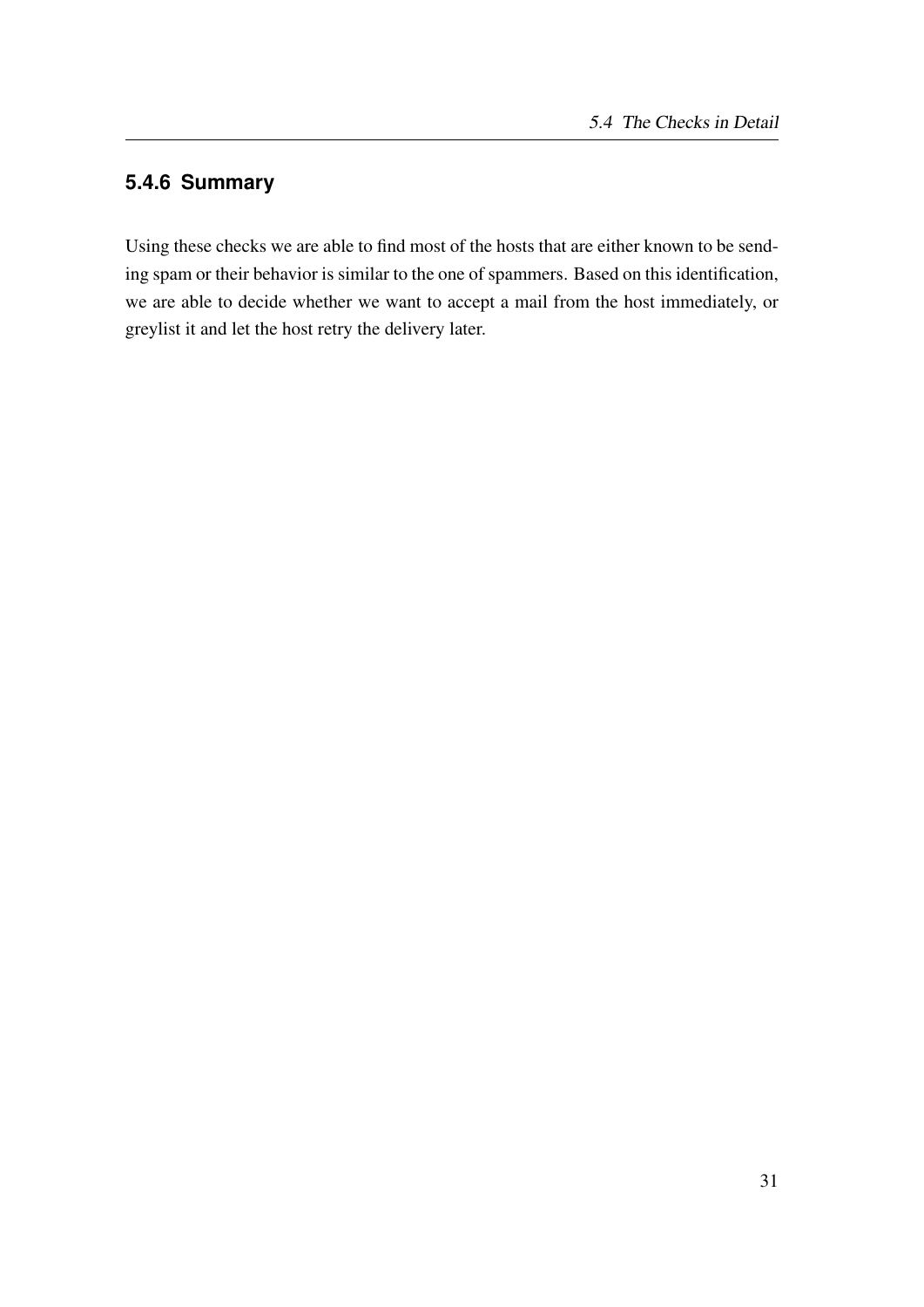### 5.4.6 Summary

Using these checks we are able to find most of the hosts that are either known to be sending spam or their behavior is similar to the one of spammers. Based on this identification, we are able to decide whether we want to accept a mail from the host immediately, or greylist it and let the host retry the delivery later.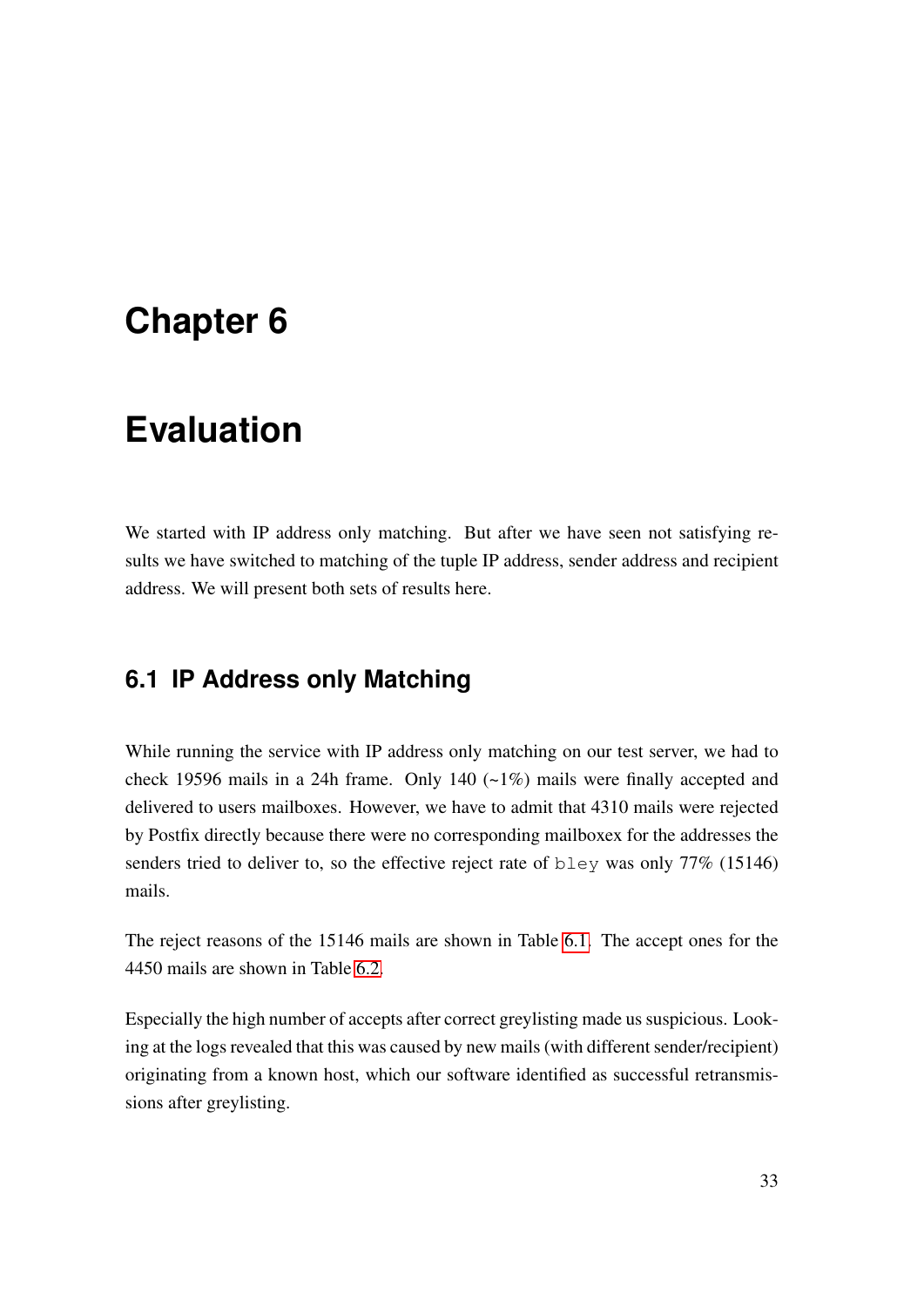# Chapter 6

# Evaluation

We started with IP address only matching. But after we have seen not satisfying results we have switched to matching of the tuple IP address, sender address and recipient address. We will present both sets of results here.

## 6.1 IP Address only Matching

While running the service with IP address only matching on our test server, we had to check 19596 mails in a 24h frame. Only 140 (~1%) mails were finally accepted and delivered to users mailboxes. However, we have to admit that 4310 mails were rejected by Postfix directly because there were no corresponding mailboxex for the addresses the senders tried to deliver to, so the effective reject rate of `bley` was only 77% (15146) mails.

The reject reasons of the 15146 mails are shown in Table 6.1. The accept ones for the 4450 mails are shown in Table 6.2.

Especially the high number of accepts after correct greylisting made us suspicious. Looking at the logs revealed that this was caused by new mails (with different sender/recipient) originating from a known host, which our software identified as successful retransmissions after greylisting.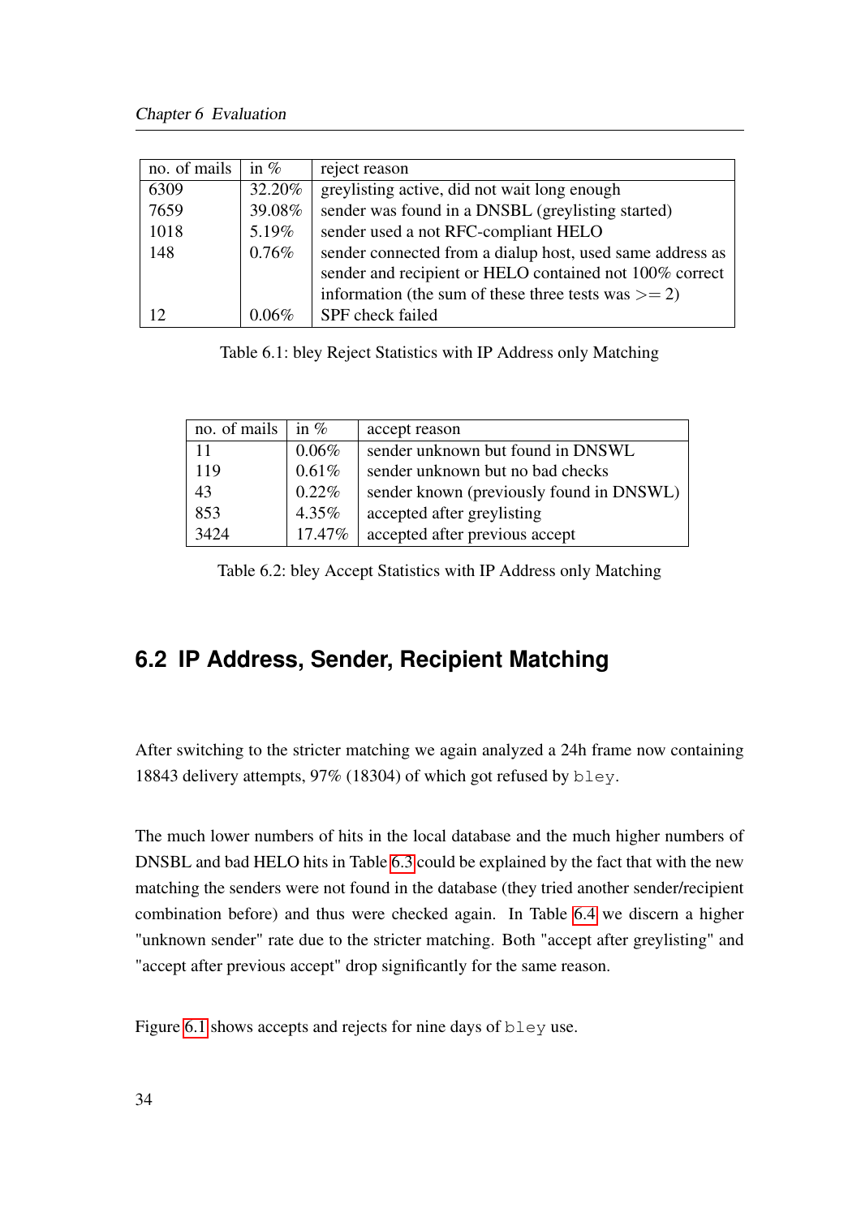| no. of mails | in % | reject reason |
|---|---|---|
| 6309 | 32.20% | greylisting active, did not wait long enough |
| 7659 | 39.08% | sender was found in a DNSBL (greylisting started) |
| 1018 | 5.19% | sender used a not RFC-compliant HELO |
| 148 | 0.76% | sender connected from a dialup host, used same address as sender and recipient or HELO contained not 100% correct information (the sum of these three tests was >= 2) |
| 12 | 0.06% | SPF check failed |

Table 6.1: bley Reject Statistics with IP Address only Matching

| no. of mails | in % | accept reason |
|---|---|---|
| 11 | 0.06% | sender unknown but found in DNSWL |
| 119 | 0.61% | sender unknown but no bad checks |
| 43 | 0.22% | sender known (previously found in DNSWL) |
| 853 | 4.35% | accepted after greylisting |
| 3424 | 17.47% | accepted after previous accept |

Table 6.2: bley Accept Statistics with IP Address only Matching

## 6.2 IP Address, Sender, Recipient Matching

After switching to the stricter matching we again analyzed a 24h frame now containing 18843 delivery attempts, 97% (18304) of which got refused by `bley`.

The much lower numbers of hits in the local database and the much higher numbers of DNSBL and bad HELO hits in Table 6.3 could be explained by the fact that with the new matching the senders were not found in the database (they tried another sender/recipient combination before) and thus were checked again. In Table 6.4 we discern a higher "unknown sender" rate due to the stricter matching. Both "accept after greylisting" and "accept after previous accept" drop significantly for the same reason.

Figure 6.1 shows accepts and rejects for nine days of `bley` use.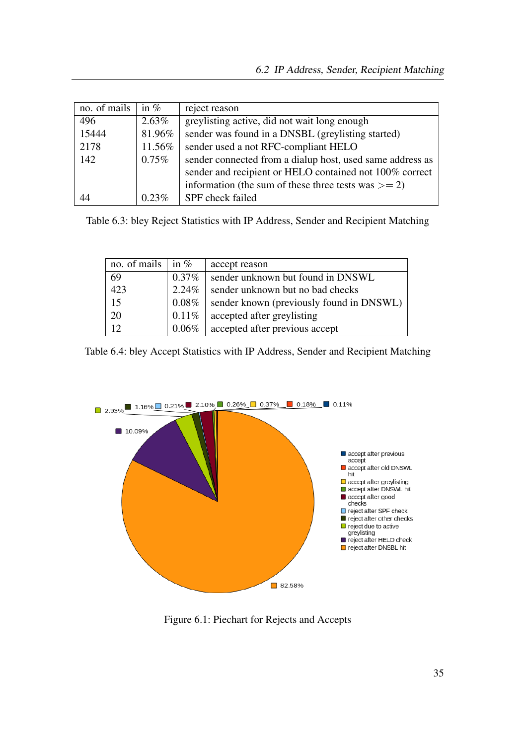| no. of mails | in % | reject reason |
|---|---|---|
| 496 | 2.63% | greylisting active, did not wait long enough |
| 15444 | 81.96% | sender was found in a DNSBL (greylisting started) |
| 2178 | 11.56% | sender used a not RFC-compliant HELO |
| 142 | 0.75% | sender connected from a dialup host, used same address as sender and recipient or HELO contained not 100% correct information (the sum of these three tests was >= 2) |
| 44 | 0.23% | SPF check failed |

Table 6.3: bley Reject Statistics with IP Address, Sender and Recipient Matching

| no. of mails | in % | accept reason |
|---|---|---|
| 69 | 0.37% | sender unknown but found in DNSWL |
| 423 | 2.24% | sender unknown but no bad checks |
| 15 | 0.08% | sender known (previously found in DNSWL) |
| 20 | 0.11% | accepted after greylisting |
| 12 | 0.06% | accepted after previous accept |

Table 6.4: bley Accept Statistics with IP Address, Sender and Recipient Matching

Figure 6.1: Piechart for Rejects and Accepts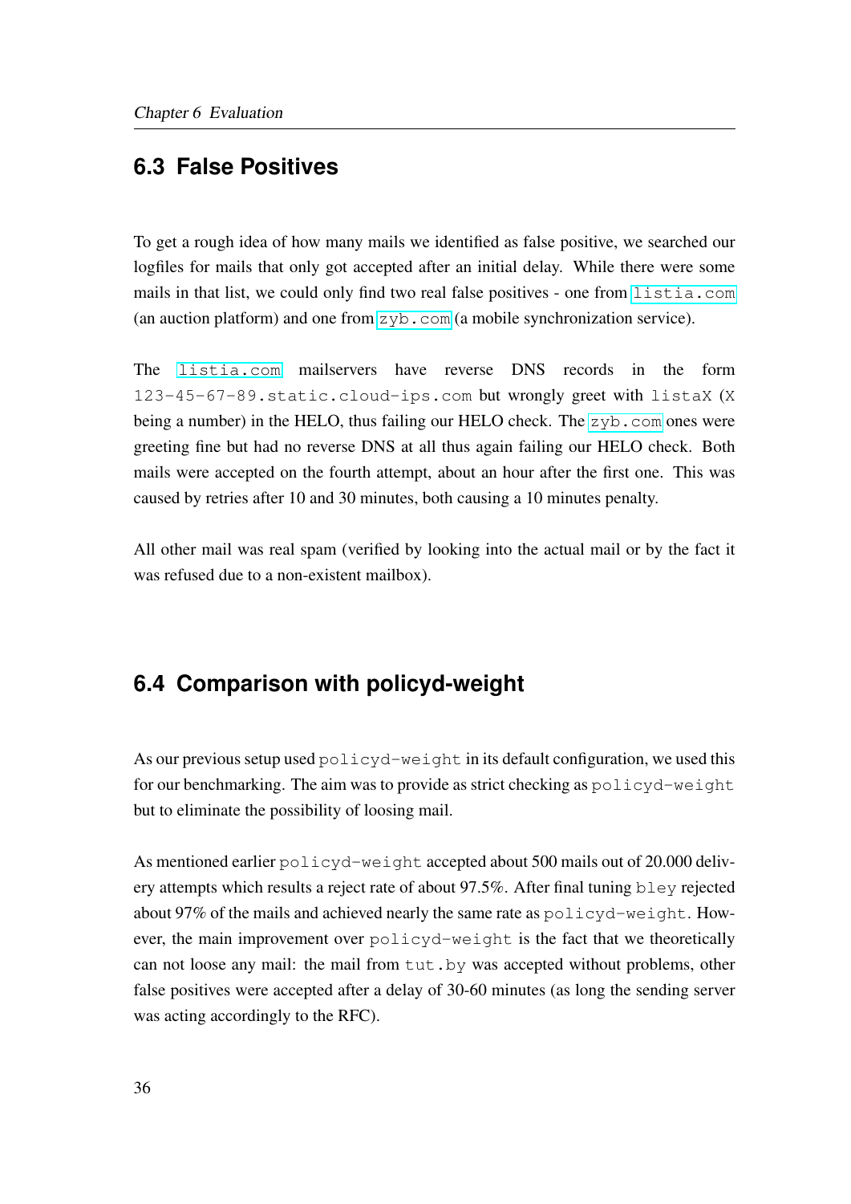## 6.3 False Positives

To get a rough idea of how many mails we identified as false positive, we searched our logfiles for mails that only got accepted after an initial delay. While there were some mails in that list, we could only find two real false positives - one from `listia.com` (an auction platform) and one from `zyb.com` (a mobile synchronization service).

The `listia.com` mailservers have reverse DNS records in the form `123-45-67-89.static.cloud-ips.com` but wrongly greet with `listaX` (`X` being a number) in the HELO, thus failing our HELO check. The `zyb.com` ones were greeting fine but had no reverse DNS at all thus again failing our HELO check. Both mails were accepted on the fourth attempt, about an hour after the first one. This was caused by retries after 10 and 30 minutes, both causing a 10 minutes penalty.

All other mail was real spam (verified by looking into the actual mail or by the fact it was refused due to a non-existent mailbox).

## 6.4 Comparison with policyd-weight

As our previous setup used `policyd-weight` in its default configuration, we used this for our benchmarking. The aim was to provide as strict checking as `policyd-weight` but to eliminate the possibility of loosing mail.

As mentioned earlier `policyd-weight` accepted about 500 mails out of 20.000 delivery attempts which results a reject rate of about 97.5%. After final tuning `bley` rejected about 97% of the mails and achieved nearly the same rate as `policyd-weight`. However, the main improvement over `policyd-weight` is the fact that we theoretically can not loose any mail: the mail from `tut.by` was accepted without problems, other false positives were accepted after a delay of 30-60 minutes (as long the sending server was acting accordingly to the RFC).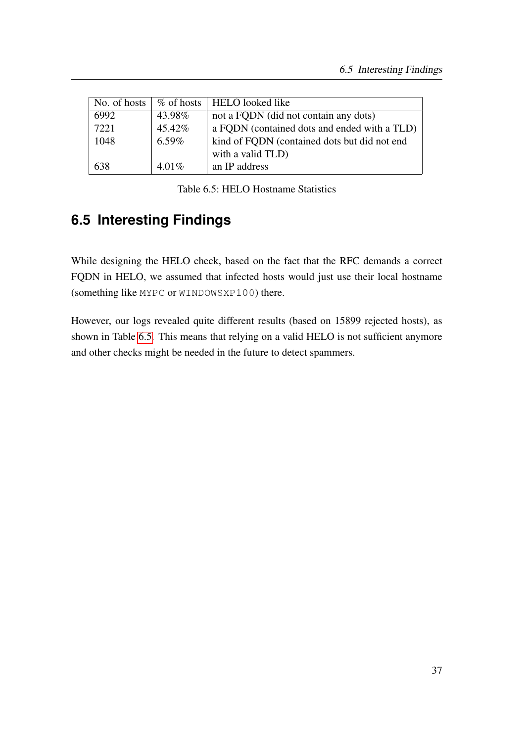| No. of hosts | % of hosts | HELO looked like |
|---|---|---|
| 6992 | 43.98% | not a FQDN (did not contain any dots) |
| 7221 | 45.42% | a FQDN (contained dots and ended with a TLD) |
| 1048 | 6.59% | kind of FQDN (contained dots but did not end with a valid TLD) |
| 638 | 4.01% | an IP address |

Table 6.5: HELO Hostname Statistics

## 6.5 Interesting Findings

While designing the HELO check, based on the fact that the RFC demands a correct FQDN in HELO, we assumed that infected hosts would just use their local hostname (something like `MYPC` or `WINDOWSXP100`) there.

However, our logs revealed quite different results (based on 15899 rejected hosts), as shown in Table 6.5. This means that relying on a valid HELO is not sufficient anymore and other checks might be needed in the future to detect spammers.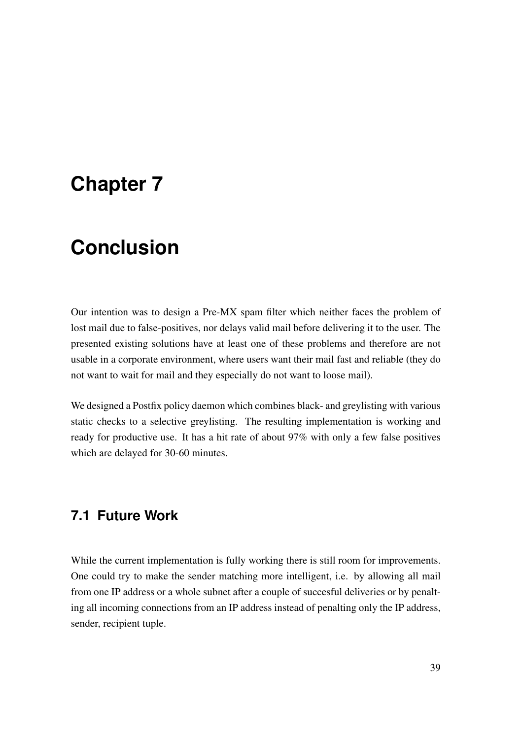# Chapter 7

# Conclusion

Our intention was to design a Pre-MX spam filter which neither faces the problem of lost mail due to false-positives, nor delays valid mail before delivering it to the user. The presented existing solutions have at least one of these problems and therefore are not usable in a corporate environment, where users want their mail fast and reliable (they do not want to wait for mail and they especially do not want to loose mail).

We designed a Postfix policy daemon which combines black- and greylisting with various static checks to a selective greylisting. The resulting implementation is working and ready for productive use. It has a hit rate of about 97% with only a few false positives which are delayed for 30-60 minutes.

## 7.1 Future Work

While the current implementation is fully working there is still room for improvements. One could try to make the sender matching more intelligent, i.e. by allowing all mail from one IP address or a whole subnet after a couple of succesful deliveries or by penalting all incoming connections from an IP address instead of penalting only the IP address, sender, recipient tuple.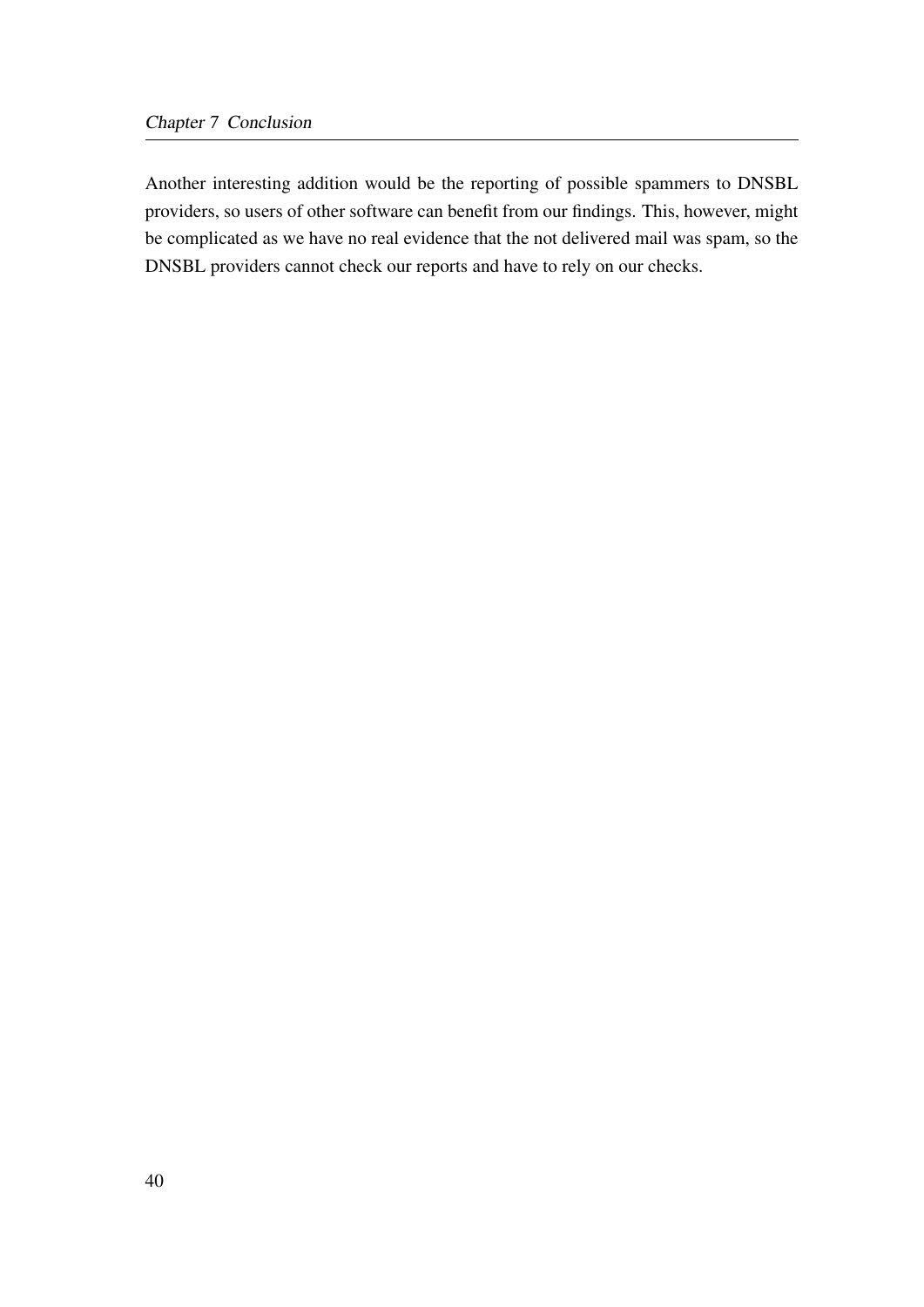Another interesting addition would be the reporting of possible spammers to DNSBL providers, so users of other software can benefit from our findings. This, however, might be complicated as we have no real evidence that the not delivered mail was spam, so the DNSBL providers cannot check our reports and have to rely on our checks.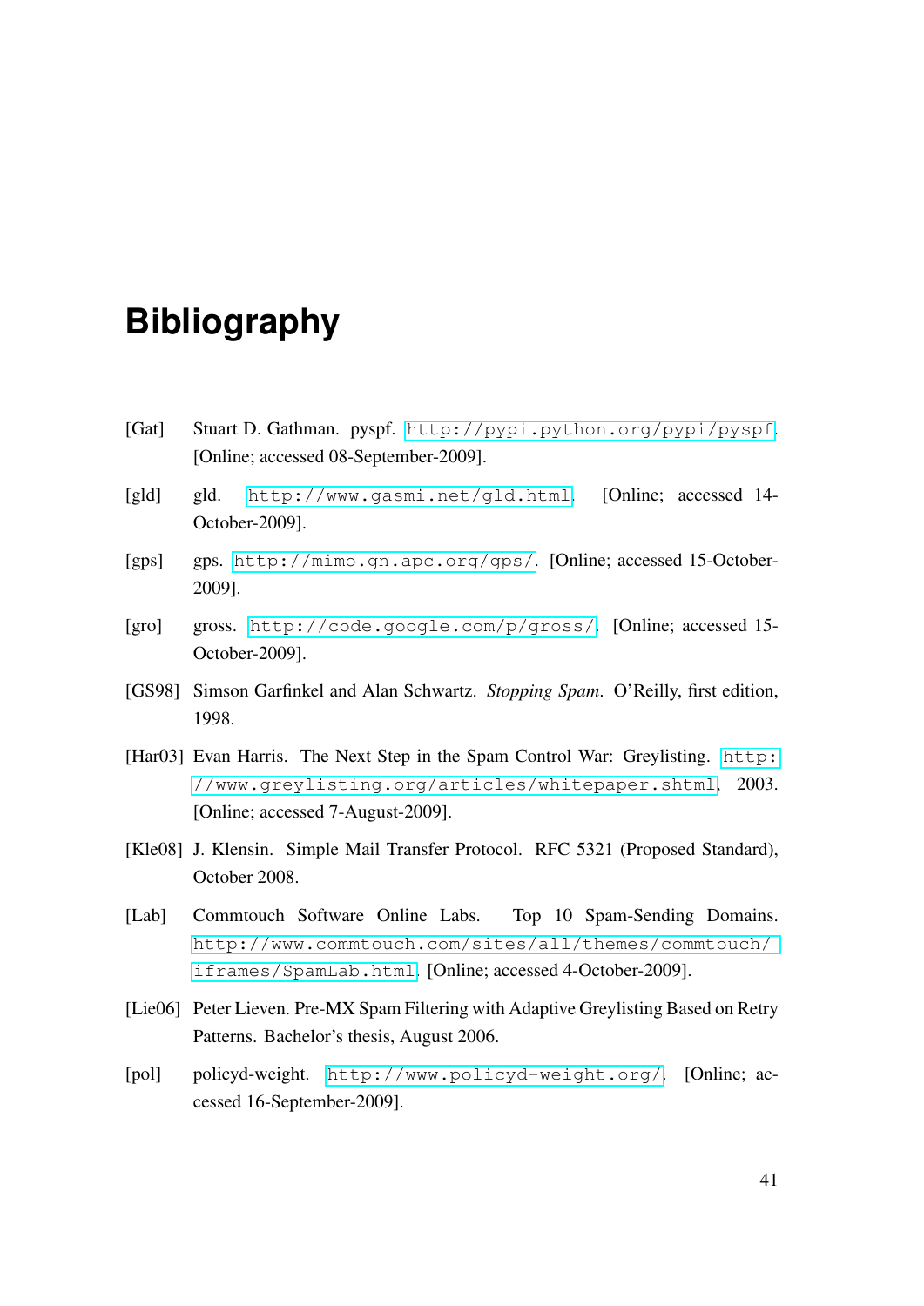# Bibliography

[Gat] Stuart D. Gathman. pyspf. http://pypi.python.org/pypi/pyspf. [Online; accessed 08-September-2009].

[gld] gld. http://www.gasmi.net/gld.html. [Online; accessed 14-October-2009].

[gps] gps. http://mimo.gn.apc.org/gps/. [Online; accessed 15-October-2009].

[gro] gross. http://code.google.com/p/gross/. [Online; accessed 15-October-2009].

[GS98] Simson Garfinkel and Alan Schwartz. *Stopping Spam*. O'Reilly, first edition, 1998.

[Har03] Evan Harris. The Next Step in the Spam Control War: Greylisting. http://www.greylisting.org/articles/whitepaper.shtml, 2003. [Online; accessed 7-August-2009].

[Kle08] J. Klensin. Simple Mail Transfer Protocol. RFC 5321 (Proposed Standard), October 2008.

[Lab] Commtouch Software Online Labs. Top 10 Spam-Sending Domains. http://www.commtouch.com/sites/all/themes/commtouch/iframes/SpamLab.html. [Online; accessed 4-October-2009].

[Lie06] Peter Lieven. Pre-MX Spam Filtering with Adaptive Greylisting Based on Retry Patterns. Bachelor's thesis, August 2006.

[pol] policyd-weight. http://www.policyd-weight.org/. [Online; accessed 16-September-2009].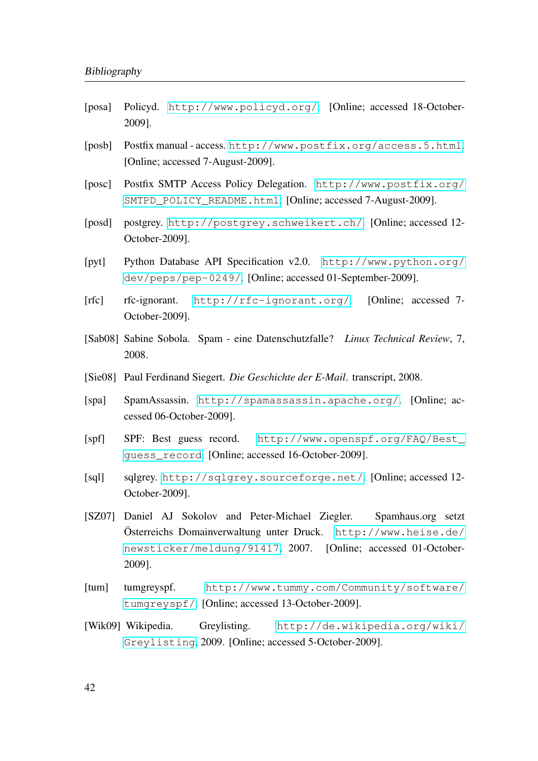[posa] Policyd. http://www.policyd.org/. [Online; accessed 18-October-2009].

[posb] Postfix manual - access. http://www.postfix.org/access.5.html. [Online; accessed 7-August-2009].

[posc] Postfix SMTP Access Policy Delegation. http://www.postfix.org/SMTPD_POLICY_README.html. [Online; accessed 7-August-2009].

[posd] postgrey. http://postgrey.schweikert.ch/. [Online; accessed 12-October-2009].

[pyt] Python Database API Specification v2.0. http://www.python.org/dev/peps/pep-0249/. [Online; accessed 01-September-2009].

[rfc] rfc-ignorant. http://rfc-ignorant.org/. [Online; accessed 7-October-2009].

[Sab08] Sabine Sobola. Spam - eine Datenschutzfalle? *Linux Technical Review*, 7, 2008.

[Sie08] Paul Ferdinand Siegert. *Die Geschichte der E-Mail*. transcript, 2008.

[spa] SpamAssassin. http://spamassassin.apache.org/. [Online; accessed 06-October-2009].

[spf] SPF: Best guess record. http://www.openspf.org/FAQ/Best_guess_record. [Online; accessed 16-October-2009].

[sql] sqlgrey. http://sqlgrey.sourceforge.net/. [Online; accessed 12-October-2009].

[SZ07] Daniel AJ Sokolov and Peter-Michael Ziegler. Spamhaus.org setzt Österreichs Domainverwaltung unter Druck. http://www.heise.de/newsticker/meldung/91417, 2007. [Online; accessed 01-October-2009].

[tum] tumgreyspf. http://www.tummy.com/Community/software/tumgreyspf/. [Online; accessed 13-October-2009].

[Wik09] Wikipedia. Greylisting. http://de.wikipedia.org/wiki/Greylisting, 2009. [Online; accessed 5-October-2009].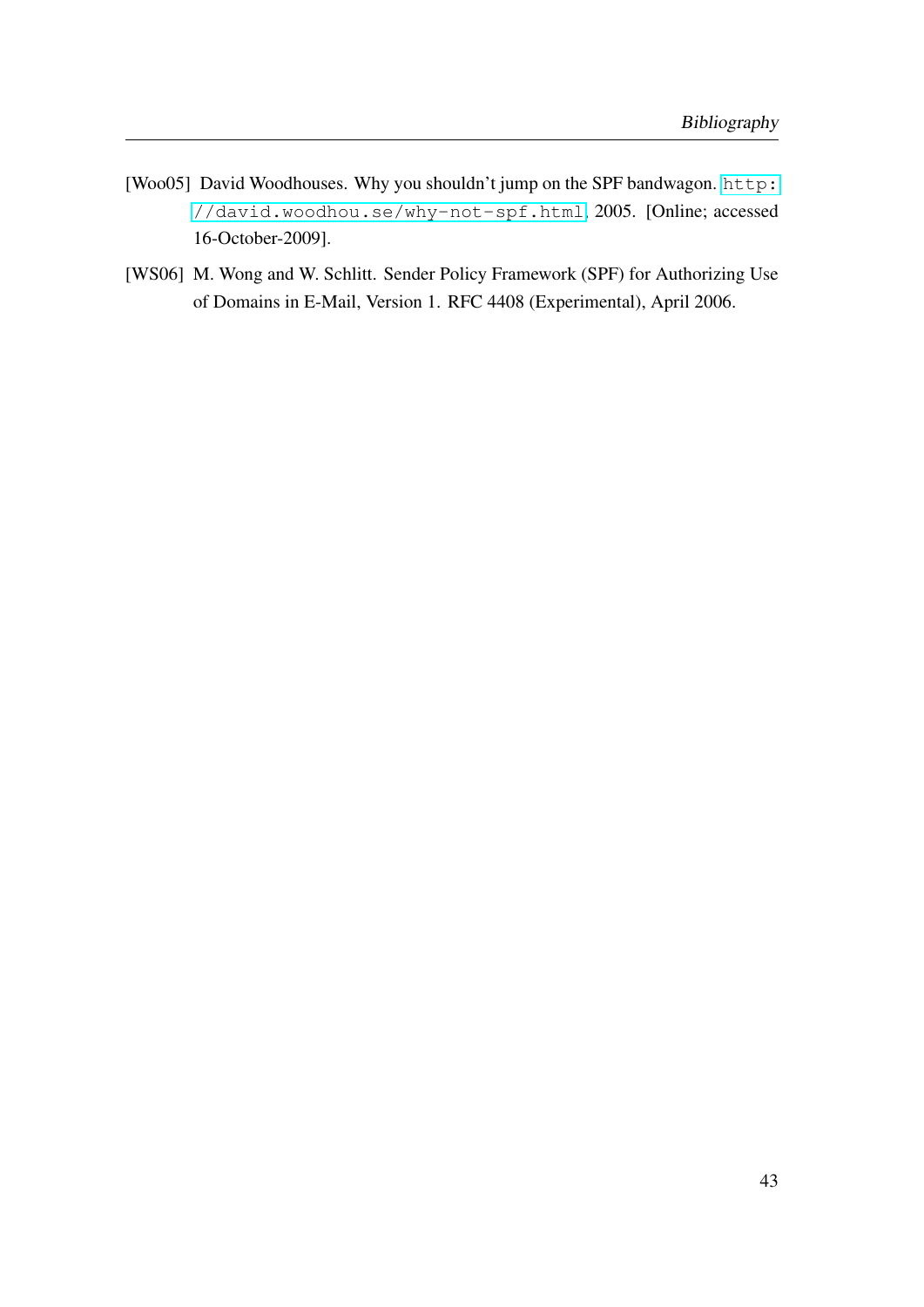[Woo05] David Woodhouses. Why you shouldn't jump on the SPF bandwagon. http://david.woodhou.se/why-not-spf.html, 2005. [Online; accessed 16-October-2009].

[WS06] M. Wong and W. Schlitt. Sender Policy Framework (SPF) for Authorizing Use of Domains in E-Mail, Version 1. RFC 4408 (Experimental), April 2006.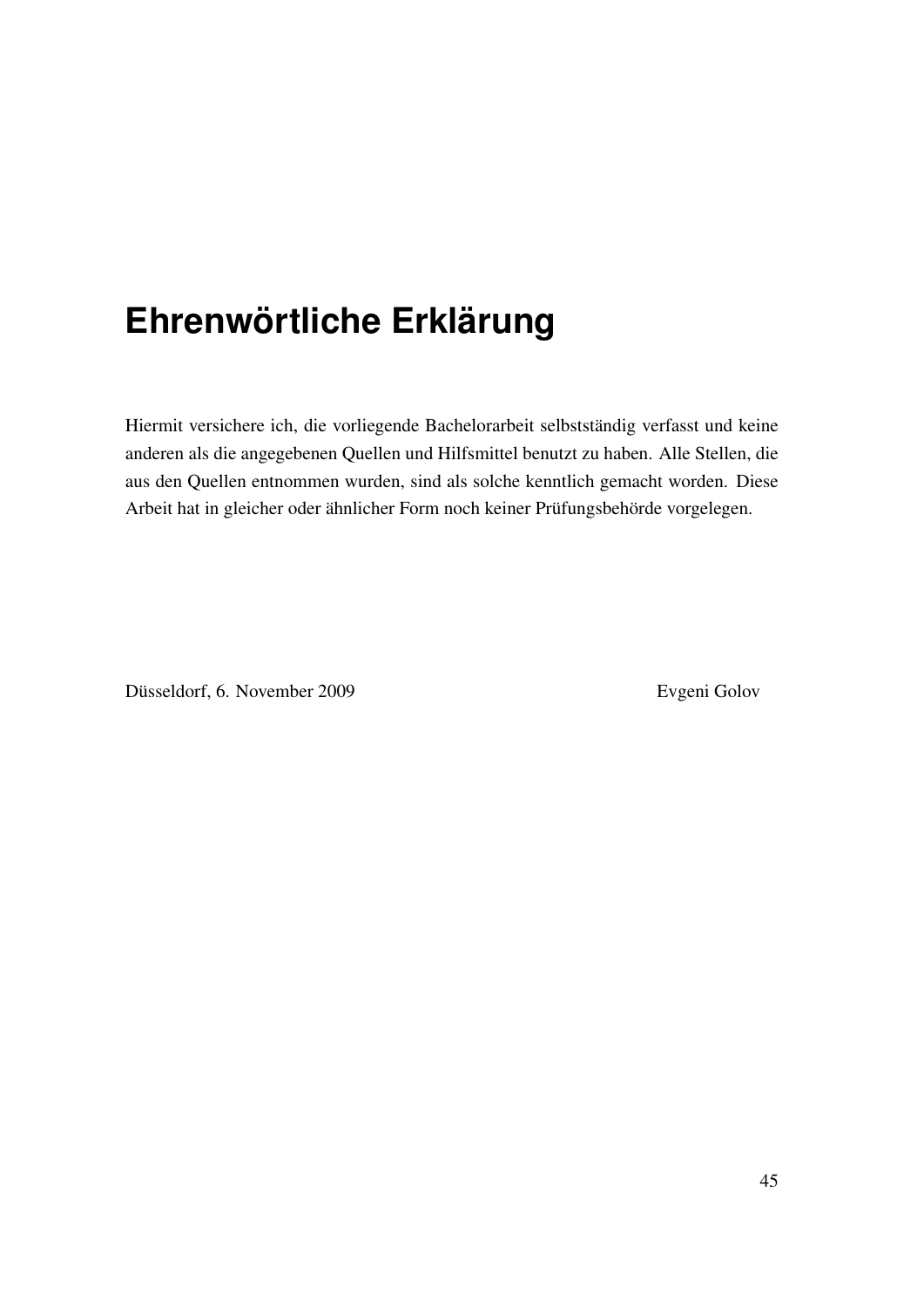# Ehrenwörtliche Erklärung

Hiermit versichere ich, die vorliegende Bachelorarbeit selbstständig verfasst und keine anderen als die angegebenen Quellen und Hilfsmittel benutzt zu haben. Alle Stellen, die aus den Quellen entnommen wurden, sind als solche kenntlich gemacht worden. Diese Arbeit hat in gleicher oder ähnlicher Form noch keiner Prüfungsbehörde vorgelegen.

Düsseldorf, 6. November 2009

Evgeni Golov